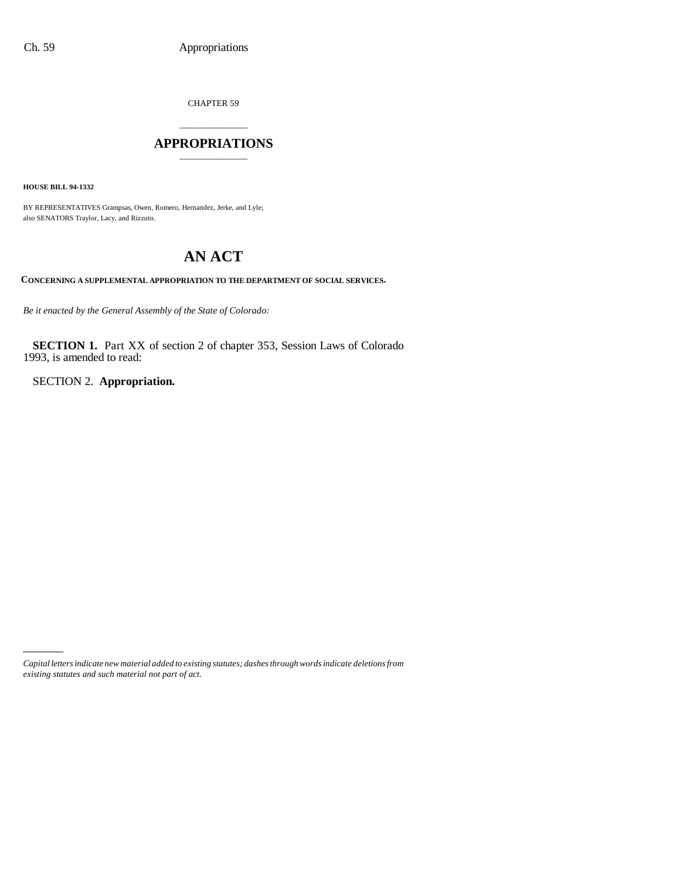CHAPTER 59

# APPROPRIATIONS

**HOUSE BILL 94-1332**

BY REPRESENTATIVES Grampsas, Owen, Romero, Hernandez, Jerke, and Lyle;
also SENATORS Traylor, Lacy, and Rizzuto.

# AN ACT

**CONCERNING A SUPPLEMENTAL APPROPRIATION TO THE DEPARTMENT OF SOCIAL SERVICES.**

*Be it enacted by the General Assembly of the State of Colorado:*

**SECTION 1.** Part XX of section 2 of chapter 353, Session Laws of Colorado 1993, is amended to read:

SECTION 2. **Appropriation.**

*Capital letters indicate new material added to existing statutes; dashes through words indicate deletions from existing statutes and such material not part of act.*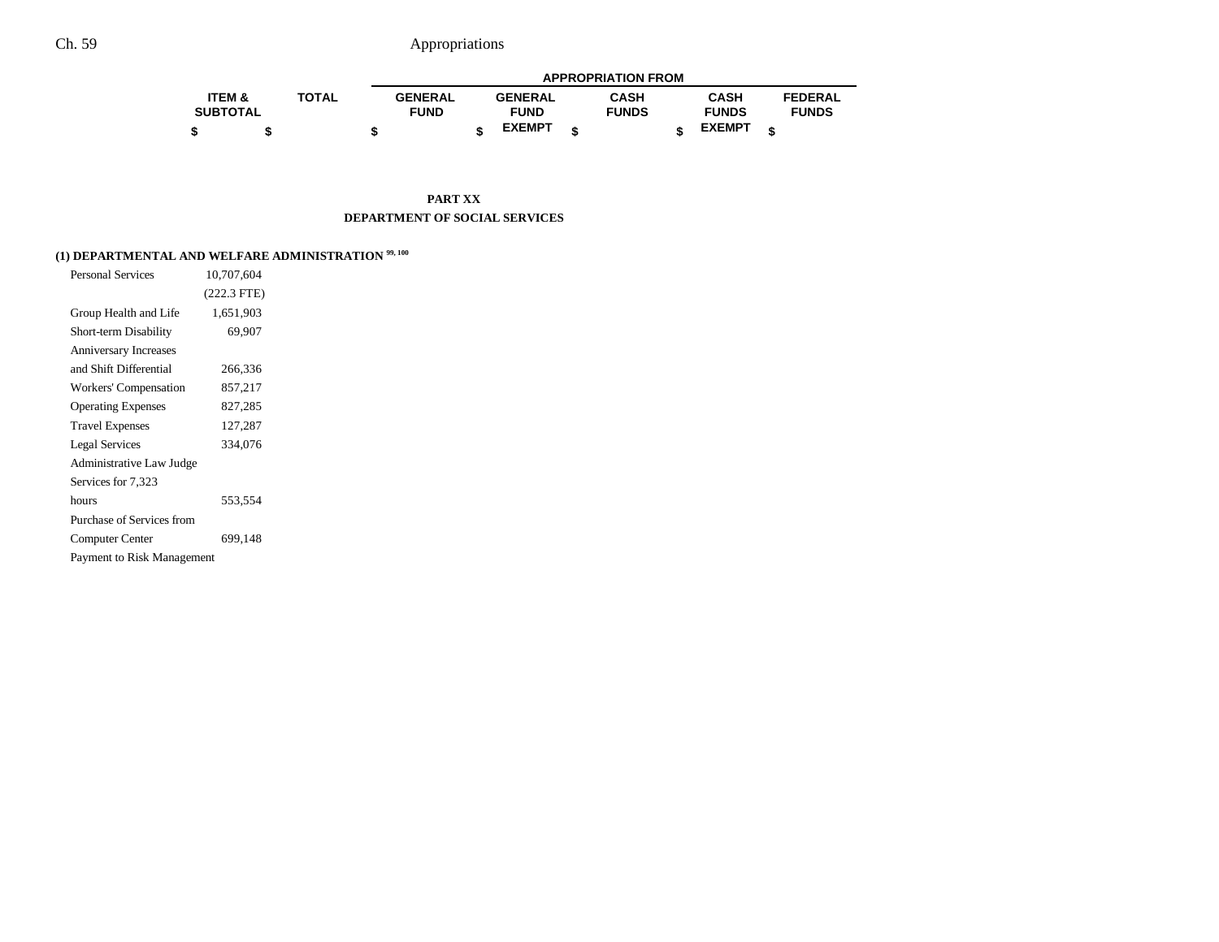| | ITEM & SUBTOTAL | TOTAL | APPROPRIATION FROM | | | | |
|---|---|---|---|---|---|---|---|
| | | | GENERAL FUND | GENERAL FUND EXEMPT | CASH FUNDS | CASH FUNDS EXEMPT | FEDERAL FUNDS |
| | $ | $ | $ | $ | $ | $ | $ |

## PART XX
## DEPARTMENT OF SOCIAL SERVICES

### (1) DEPARTMENTAL AND WELFARE ADMINISTRATION [99, 100]

| | ITEM & SUBTOTAL | TOTAL | GENERAL FUND | GENERAL FUND EXEMPT | CASH FUNDS | CASH FUNDS EXEMPT | FEDERAL FUNDS |
|---|---|---|---|---|---|---|---|
| Personal Services | 10,707,604 | | | | | | |
| | (222.3 FTE) | | | | | | |
| Group Health and Life | 1,651,903 | | | | | | |
| Short-term Disability | 69,907 | | | | | | |
| Anniversary Increases and Shift Differential | 266,336 | | | | | | |
| Workers' Compensation | 857,217 | | | | | | |
| Operating Expenses | 827,285 | | | | | | |
| Travel Expenses | 127,287 | | | | | | |
| Legal Services | 334,076 | | | | | | |
| Administrative Law Judge Services for 7,323 hours | 553,554 | | | | | | |
| Purchase of Services from Computer Center | 699,148 | | | | | | |
| Payment to Risk Management | | | | | | | |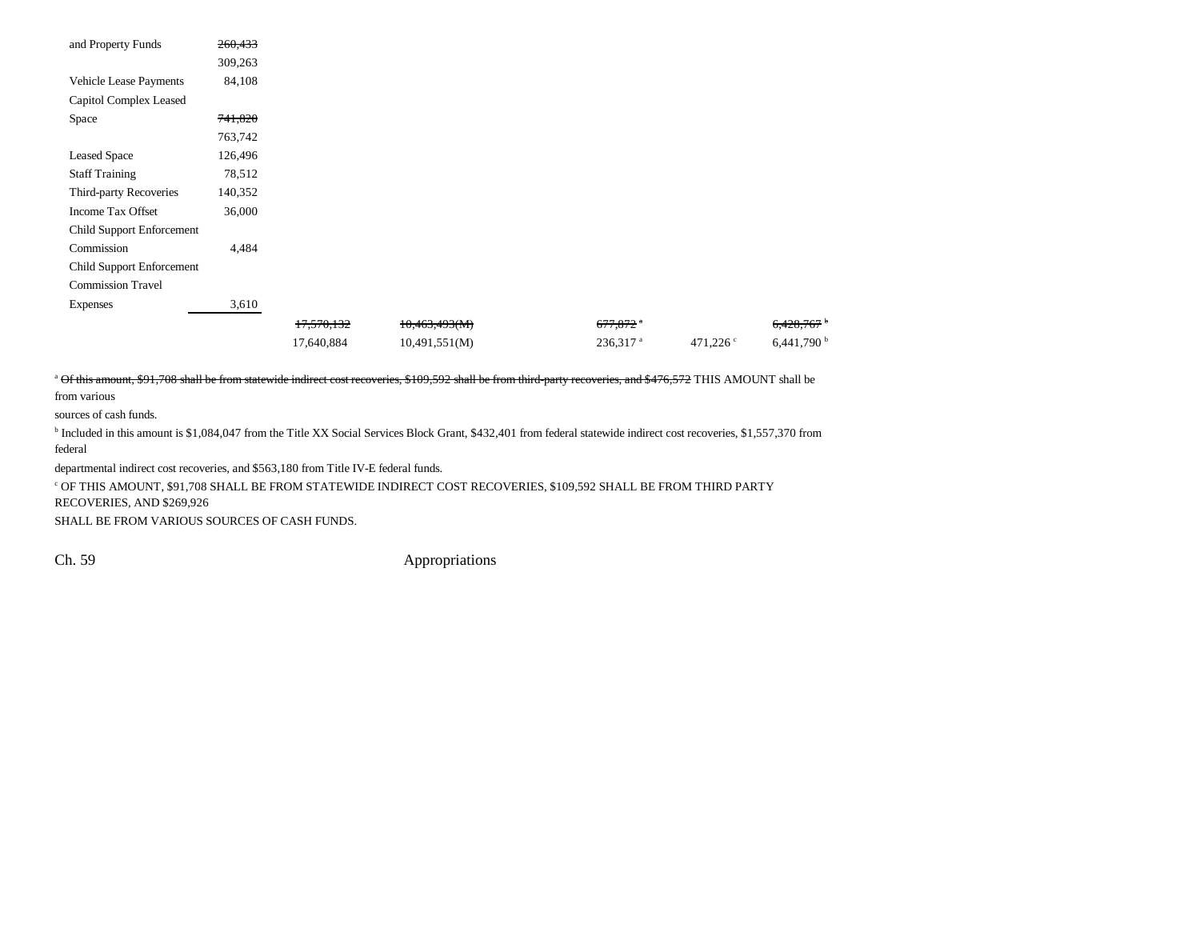| | | | | | | |
|---|---|---|---|---|---|---|
| and Property Funds | ~~260,433~~ | | | | | |
| | 309,263 | | | | | |
| Vehicle Lease Payments | 84,108 | | | | | |
| Capitol Complex Leased Space | ~~741,820~~ | | | | | |
| | 763,742 | | | | | |
| Leased Space | 126,496 | | | | | |
| Staff Training | 78,512 | | | | | |
| Third-party Recoveries | 140,352 | | | | | |
| Income Tax Offset | 36,000 | | | | | |
| Child Support Enforcement Commission | 4,484 | | | | | |
| Child Support Enforcement Commission Travel Expenses | 3,610 | | | | | |
| | | ~~17,570,132~~ | ~~10,463,493(M)~~ | ~~677,872~~ [a] | | ~~6,428,767~~ [b] |
| | | 17,640,884 | 10,491,551(M) | 236,317 [a] | 471,226 [c] | 6,441,790 [b] |

[a] ~~Of this amount, $91,708 shall be from statewide indirect cost recoveries, $109,592 shall be from third-party recoveries, and $476,572~~ THIS AMOUNT shall be from various sources of cash funds.

[b] Included in this amount is $1,084,047 from the Title XX Social Services Block Grant, $432,401 from federal statewide indirect cost recoveries, $1,557,370 from federal departmental indirect cost recoveries, and $563,180 from Title IV-E federal funds.

[c] OF THIS AMOUNT, $91,708 SHALL BE FROM STATEWIDE INDIRECT COST RECOVERIES, $109,592 SHALL BE FROM THIRD PARTY RECOVERIES, AND $269,926 SHALL BE FROM VARIOUS SOURCES OF CASH FUNDS.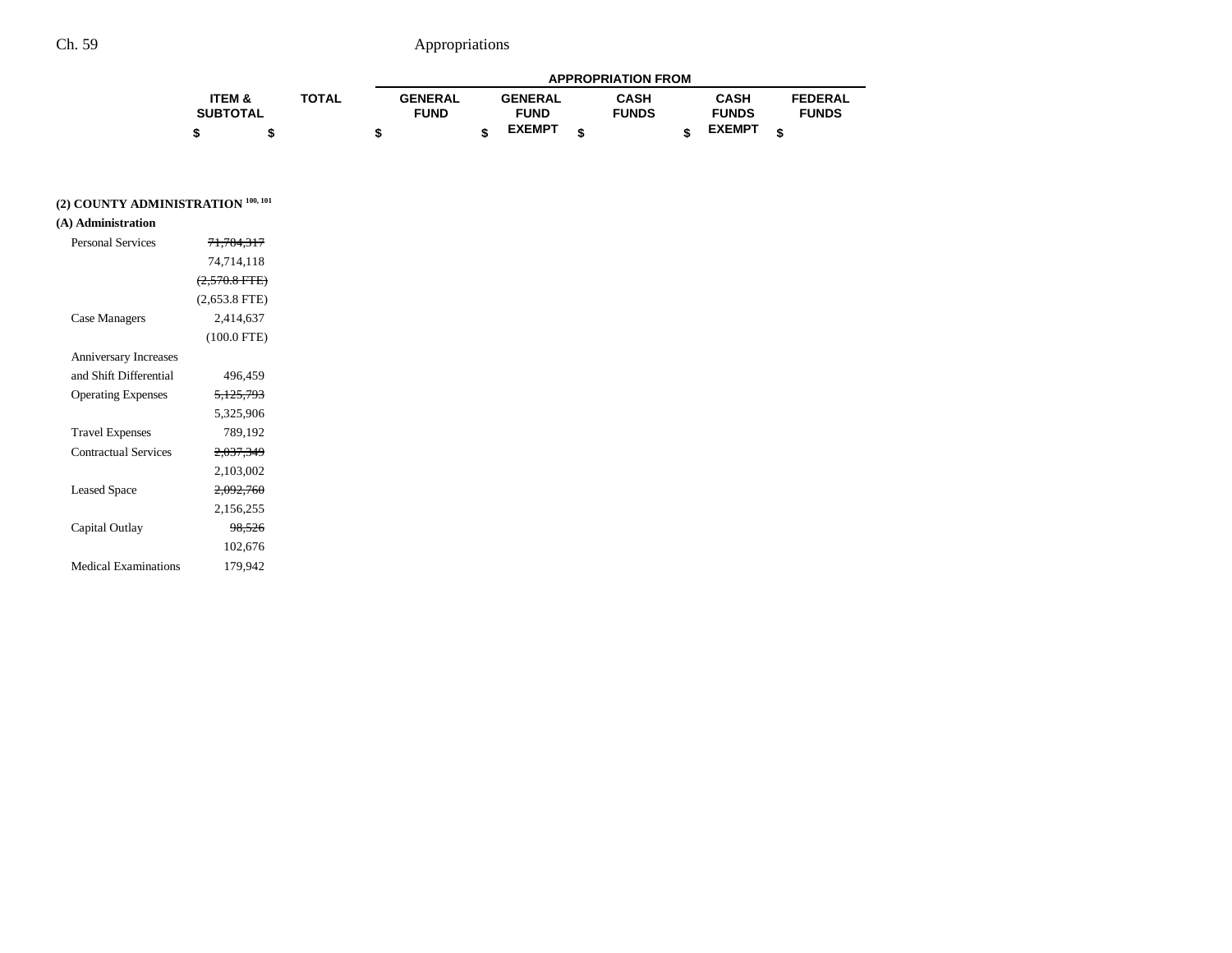| | ITEM & SUBTOTAL | TOTAL | APPROPRIATION FROM GENERAL FUND | GENERAL FUND EXEMPT | CASH FUNDS | CASH FUNDS EXEMPT | FEDERAL FUNDS |
|---|---|---|---|---|---|---|---|
| | $ | $ | $ | $ | $ | $ | $ |
| **(2) COUNTY ADMINISTRATION [100, 101]** | | | | | | | |
| **(A) Administration** | | | | | | | |
| Personal Services | ~~71,784,317~~ | | | | | | |
| | 74,714,118 | | | | | | |
| | ~~(2,570.8 FTE)~~ | | | | | | |
| | (2,653.8 FTE) | | | | | | |
| Case Managers | 2,414,637 | | | | | | |
| | (100.0 FTE) | | | | | | |
| Anniversary Increases and Shift Differential | 496,459 | | | | | | |
| Operating Expenses | ~~5,125,793~~ | | | | | | |
| | 5,325,906 | | | | | | |
| Travel Expenses | 789,192 | | | | | | |
| Contractual Services | ~~2,037,349~~ | | | | | | |
| | 2,103,002 | | | | | | |
| Leased Space | ~~2,092,760~~ | | | | | | |
| | 2,156,255 | | | | | | |
| Capital Outlay | ~~98,526~~ | | | | | | |
| | 102,676 | | | | | | |
| Medical Examinations | 179,942 | | | | | | |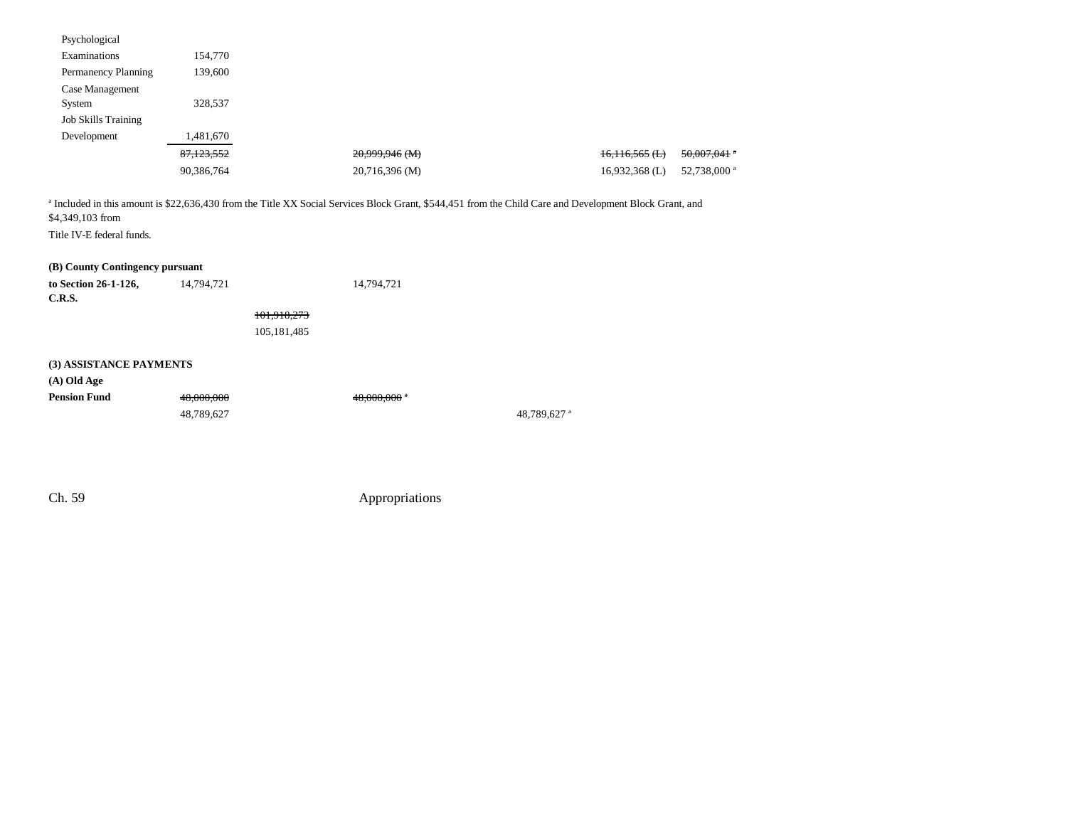| | | | | | | |
|---|---|---|---|---|---|---|
| Psychological Examinations | 154,770 | | | | | |
| Permanency Planning | 139,600 | | | | | |
| Case Management System | 328,537 | | | | | |
| Job Skills Training Development | 1,481,670 | | | | | |
| | ~~87,123,552~~ | | ~~20,999,946 (M)~~ | | ~~16,116,565 (L)~~ | ~~50,007,041~~ [a] |
| | 90,386,764 | | 20,716,396 (M) | | 16,932,368 (L) | 52,738,000 [a] |

[a] Included in this amount is $22,636,430 from the Title XX Social Services Block Grant, $544,451 from the Child Care and Development Block Grant, and $4,349,103 from Title IV-E federal funds.

| | | | | | | |
|---|---|---|---|---|---|---|
| **(B) County Contingency pursuant to Section 26-1-126, C.R.S.** | 14,794,721 | | 14,794,721 | | | |
| | | ~~101,918,273~~ | | | | |
| | | 105,181,485 | | | | |

**(3) ASSISTANCE PAYMENTS**

| | | | | | | |
|---|---|---|---|---|---|---|
| **(A) Old Age Pension Fund** | ~~48,000,000~~ | | ~~48,000,000~~ [a] | | | |
| | 48,789,627 | | | 48,789,627 [a] | | |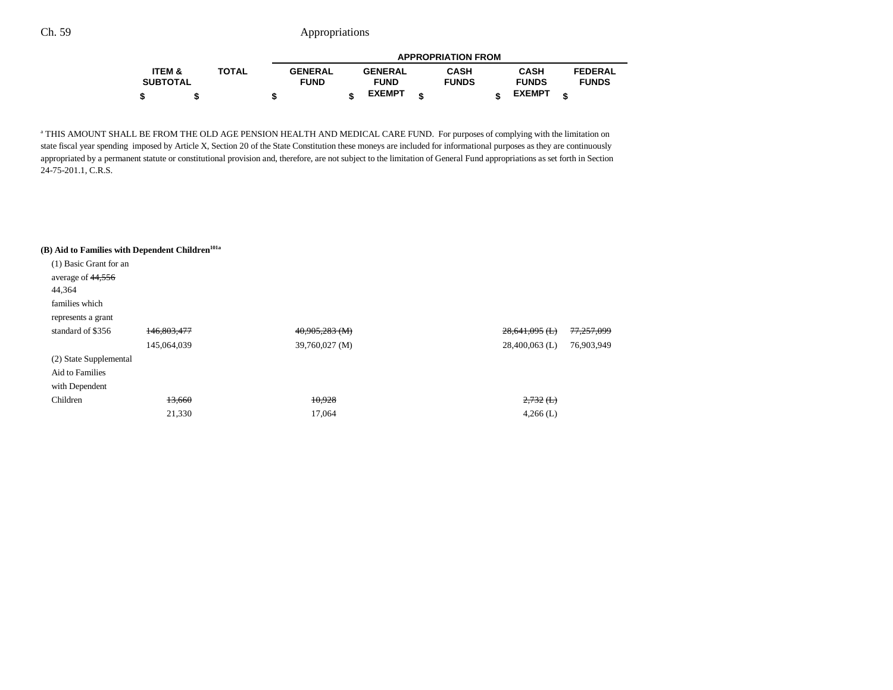| | ITEM & SUBTOTAL | TOTAL | APPROPRIATION FROM GENERAL FUND | GENERAL FUND EXEMPT | CASH FUNDS | CASH FUNDS EXEMPT | FEDERAL FUNDS |
|---|---|---|---|---|---|---|---|
| | $ | $ | $ | $ | $ | $ | $ |

[a] THIS AMOUNT SHALL BE FROM THE OLD AGE PENSION HEALTH AND MEDICAL CARE FUND. For purposes of complying with the limitation on state fiscal year spending imposed by Article X, Section 20 of the State Constitution these moneys are included for informational purposes as they are continuously appropriated by a permanent statute or constitutional provision and, therefore, are not subject to the limitation of General Fund appropriations as set forth in Section 24-75-201.1, C.R.S.

**(B) Aid to Families with Dependent Children**[101a]

| | ITEM & SUBTOTAL | TOTAL | GENERAL FUND | GENERAL FUND EXEMPT | CASH FUNDS | CASH FUNDS EXEMPT | FEDERAL FUNDS |
|---|---|---|---|---|---|---|---|
| (1) Basic Grant for an average of ~~44,556~~ 44,364 families which represents a grant standard of $356 | ~~146,803,477~~ | | ~~40,905,283 (M)~~ | | | ~~28,641,095 (L)~~ | ~~77,257,099~~ |
| | 145,064,039 | | 39,760,027 (M) | | | 28,400,063 (L) | 76,903,949 |
| (2) State Supplemental Aid to Families with Dependent Children | ~~13,660~~ | | ~~10,928~~ | | | ~~2,732 (L)~~ | |
| | 21,330 | | 17,064 | | | 4,266 (L) | |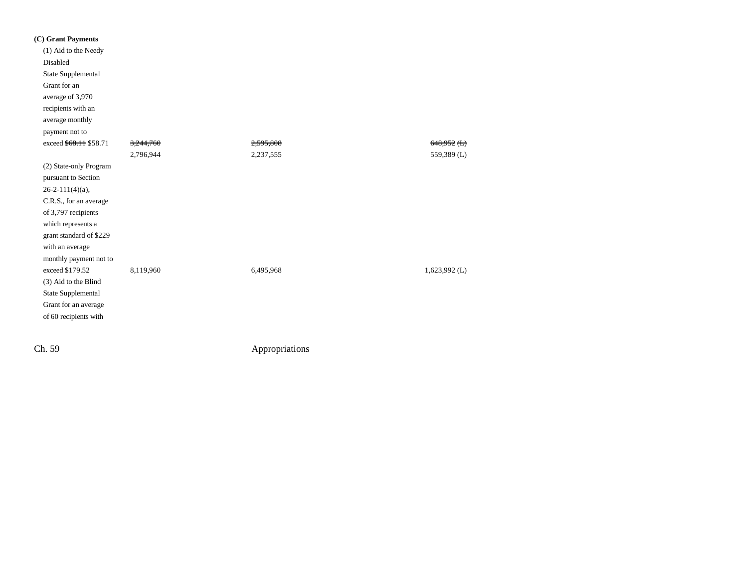**(C) Grant Payments**

| | | | |
|---|---|---|---|
| (1) Aid to the Needy Disabled State Supplemental Grant for an average of 3,970 recipients with an average monthly payment not to exceed ~~$68.11~~ $58.71 | ~~3,244,760~~ | ~~2,595,808~~ | ~~648,952 (L)~~ |
| | 2,796,944 | 2,237,555 | 559,389 (L) |
| (2) State-only Program pursuant to Section 26-2-111(4)(a), C.R.S., for an average of 3,797 recipients which represents a grant standard of $229 with an average monthly payment not to exceed $179.52 | 8,119,960 | 6,495,968 | 1,623,992 (L) |
| (3) Aid to the Blind State Supplemental Grant for an average of 60 recipients with | | | |

Ch. 59 Appropriations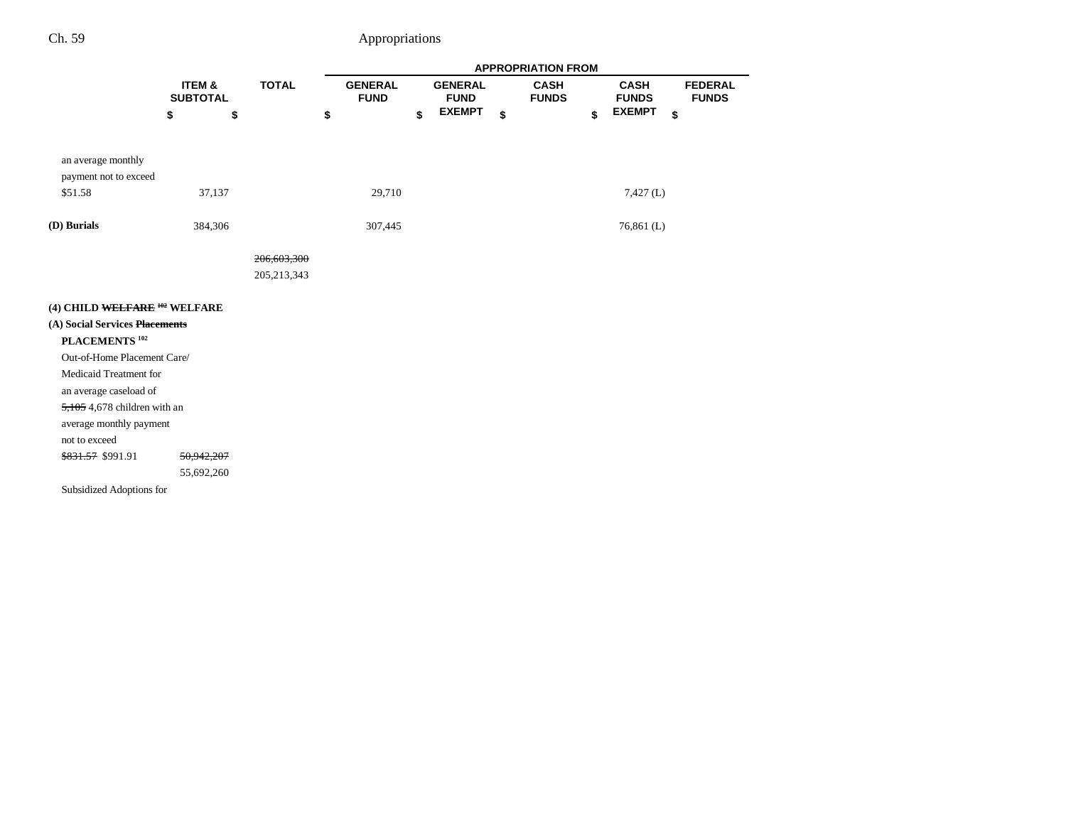| | ITEM & SUBTOTAL | TOTAL | GENERAL FUND | GENERAL FUND EXEMPT | CASH FUNDS | CASH FUNDS EXEMPT | FEDERAL FUNDS |
|---|---|---|---|---|---|---|---|
| | $ | $ | $ | $ | $ | $ | $ |
| an average monthly payment not to exceed $51.58 | 37,137 | | 29,710 | | | 7,427 (L) | |
| **(D) Burials** | 384,306 | | 307,445 | | | 76,861 (L) | |
| | | ~~206,603,300~~ 205,213,343 | | | | | |
| **(4) CHILD ~~WELFARE~~ [102] WELFARE** | | | | | | | |
| **(A) Social Services ~~Placements~~ PLACEMENTS [102]** | | | | | | | |
| Out-of-Home Placement Care/ Medicaid Treatment for an average caseload of ~~5,105~~ 4,678 children with an average monthly payment not to exceed ~~$831.57~~ $991.91 | ~~50,942,207~~ 55,692,260 | | | | | | |
| Subsidized Adoptions for | | | | | | | |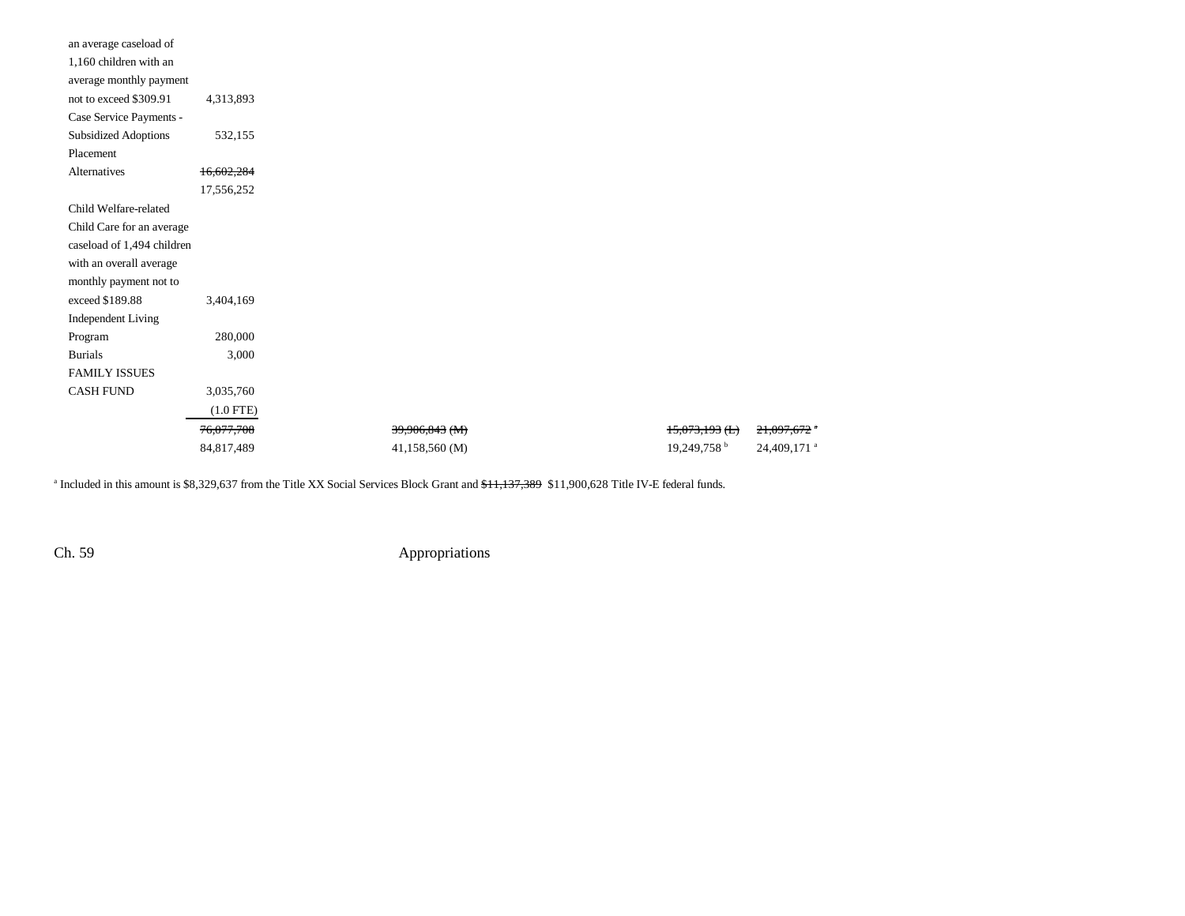| | | | | | |
|---|---|---|---|---|---|
| an average caseload of 1,160 children with an average monthly payment not to exceed $309.91 | 4,313,893 | | | | |
| Case Service Payments - Subsidized Adoptions | 532,155 | | | | |
| Placement Alternatives | ~~16,602,284~~ 17,556,252 | | | | |
| Child Welfare-related Child Care for an average caseload of 1,494 children with an overall average monthly payment not to exceed $189.88 | 3,404,169 | | | | |
| Independent Living Program | 280,000 | | | | |
| Burials | 3,000 | | | | |
| FAMILY ISSUES CASH FUND | 3,035,760 (1.0 FTE) | | | | |
| | ~~76,077,708~~ | ~~39,906,843 (M)~~ | | ~~15,073,193 (L)~~ | ~~21,097,672~~ [a] |
| | 84,817,489 | 41,158,560 (M) | | 19,249,758 [b] | 24,409,171 [a] |

[a] Included in this amount is $8,329,637 from the Title XX Social Services Block Grant and ~~$11,137,389~~ $11,900,628 Title IV-E federal funds.

Ch. 59 Appropriations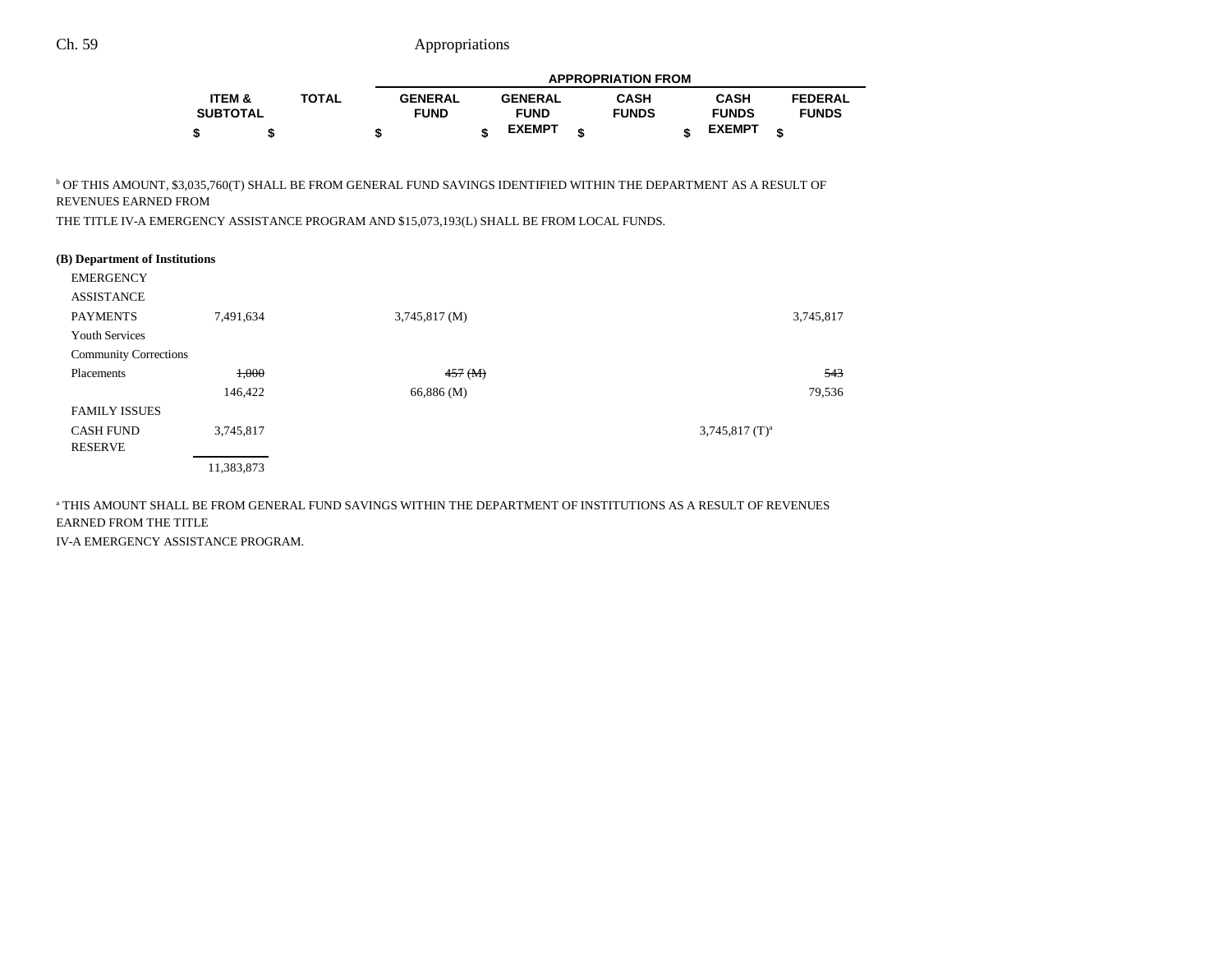| | ITEM & SUBTOTAL | TOTAL | APPROPRIATION FROM GENERAL FUND | GENERAL FUND EXEMPT | CASH FUNDS | CASH FUNDS EXEMPT | FEDERAL FUNDS |
|---|---|---|---|---|---|---|---|
| | $ | $ | $ | $ | $ | $ | $ |

[b] OF THIS AMOUNT, $3,035,760(T) SHALL BE FROM GENERAL FUND SAVINGS IDENTIFIED WITHIN THE DEPARTMENT AS A RESULT OF REVENUES EARNED FROM THE TITLE IV-A EMERGENCY ASSISTANCE PROGRAM AND $15,073,193(L) SHALL BE FROM LOCAL FUNDS.

**(B) Department of Institutions**

| | ITEM & SUBTOTAL | TOTAL | GENERAL FUND | GENERAL FUND EXEMPT | CASH FUNDS | CASH FUNDS EXEMPT | FEDERAL FUNDS |
|---|---|---|---|---|---|---|---|
| EMERGENCY ASSISTANCE PAYMENTS | 7,491,634 | | 3,745,817 (M) | | | | 3,745,817 |
| Youth Services Community Corrections Placements | ~~1,000~~ | | ~~457 (M)~~ | | | | ~~543~~ |
| | 146,422 | | 66,886 (M) | | | | 79,536 |
| FAMILY ISSUES CASH FUND RESERVE | 3,745,817 | | | | | 3,745,817 (T)[a] | |
| | 11,383,873 | | | | | | |

[a] THIS AMOUNT SHALL BE FROM GENERAL FUND SAVINGS WITHIN THE DEPARTMENT OF INSTITUTIONS AS A RESULT OF REVENUES EARNED FROM THE TITLE IV-A EMERGENCY ASSISTANCE PROGRAM.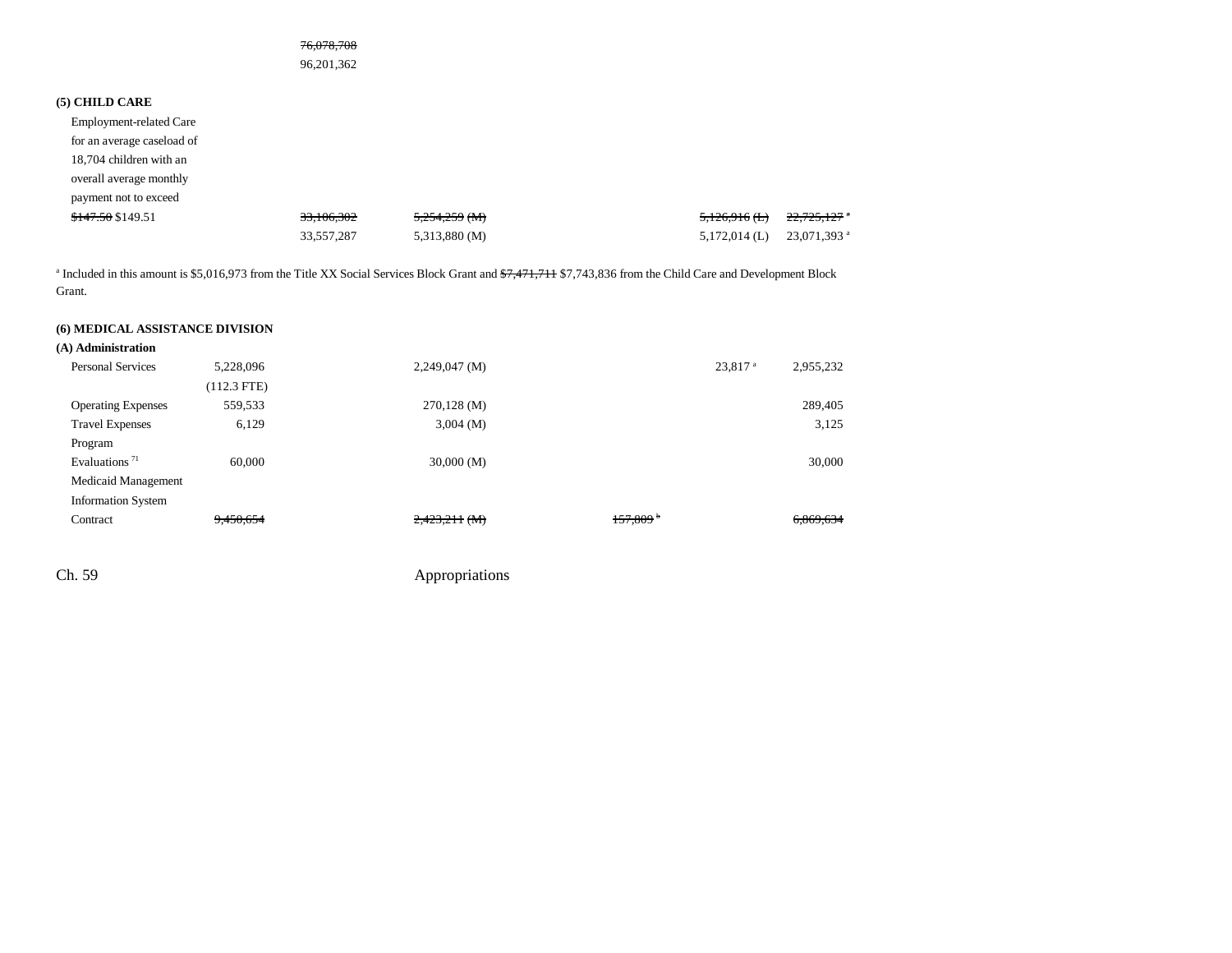| | | | | | | |
|---|---|---|---|---|---|---|
| | | ~~76,078,708~~ | | | | |
| | | 96,201,362 | | | | |

**(5) CHILD CARE**

| | | | | | | |
|---|---|---|---|---|---|---|
| Employment-related Care for an average caseload of 18,704 children with an overall average monthly payment not to exceed ~~$147.50~~ $149.51 | | ~~33,106,302~~ | ~~5,254,259 (M)~~ | | ~~5,126,916 (L)~~ | ~~22,725,127~~ [a] |
| | | 33,557,287 | 5,313,880 (M) | | 5,172,014 (L) | 23,071,393 [a] |

[a] Included in this amount is $5,016,973 from the Title XX Social Services Block Grant and ~~$7,471,711~~ $7,743,836 from the Child Care and Development Block Grant.

**(6) MEDICAL ASSISTANCE DIVISION**

**(A) Administration**

| | | | | | | |
|---|---|---|---|---|---|---|
| Personal Services | 5,228,096 | | 2,249,047 (M) | | 23,817 [a] | 2,955,232 |
| | (112.3 FTE) | | | | | |
| Operating Expenses | 559,533 | | 270,128 (M) | | | 289,405 |
| Travel Expenses | 6,129 | | 3,004 (M) | | | 3,125 |
| Program Evaluations [71] | 60,000 | | 30,000 (M) | | | 30,000 |
| Medicaid Management Information System Contract | ~~9,450,654~~ | | ~~2,423,211 (M)~~ | ~~157,809~~ [b] | | ~~6,869,634~~ |

Ch. 59 Appropriations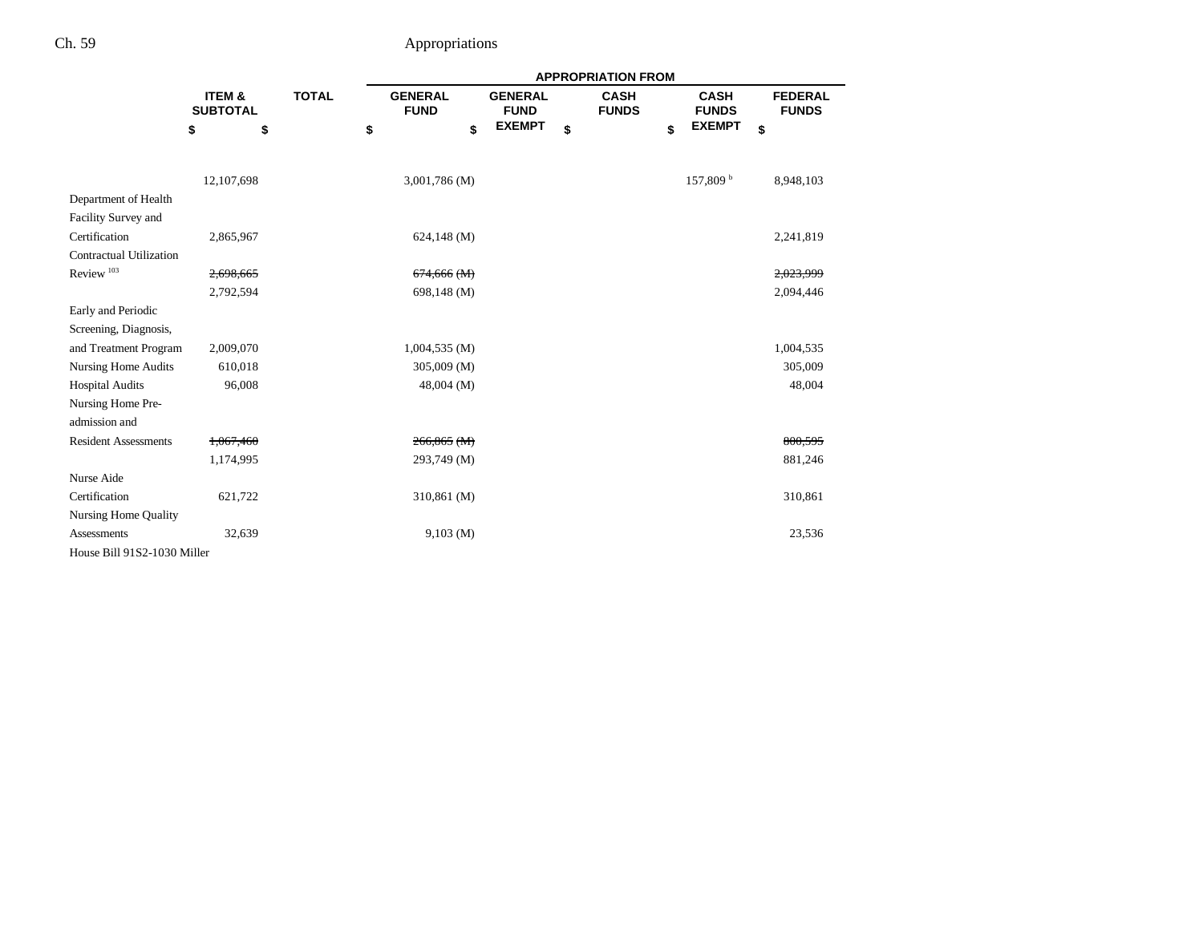| | ITEM & SUBTOTAL | TOTAL | GENERAL FUND | GENERAL FUND EXEMPT | CASH FUNDS | CASH FUNDS EXEMPT | FEDERAL FUNDS |
|---|---|---|---|---|---|---|---|
| | | | APPROPRIATION FROM | | | | |
| | $ | $ | $ | $ | $ | $ | $ |
| | 12,107,698 | | 3,001,786 (M) | | | 157,809 [b] | 8,948,103 |
| Department of Health Facility Survey and Certification | 2,865,967 | | 624,148 (M) | | | | 2,241,819 |
| Contractual Utilization Review [103] | ~~2,698,665~~ | | ~~674,666 (M)~~ | | | | ~~2,023,999~~ |
| | 2,792,594 | | 698,148 (M) | | | | 2,094,446 |
| Early and Periodic Screening, Diagnosis, and Treatment Program | 2,009,070 | | 1,004,535 (M) | | | | 1,004,535 |
| Nursing Home Audits | 610,018 | | 305,009 (M) | | | | 305,009 |
| Hospital Audits | 96,008 | | 48,004 (M) | | | | 48,004 |
| Nursing Home Pre-admission and Resident Assessments | ~~1,067,460~~ | | ~~266,865 (M)~~ | | | | ~~800,595~~ |
| | 1,174,995 | | 293,749 (M) | | | | 881,246 |
| Nurse Aide Certification | 621,722 | | 310,861 (M) | | | | 310,861 |
| Nursing Home Quality Assessments | 32,639 | | 9,103 (M) | | | | 23,536 |

House Bill 91S2-1030 Miller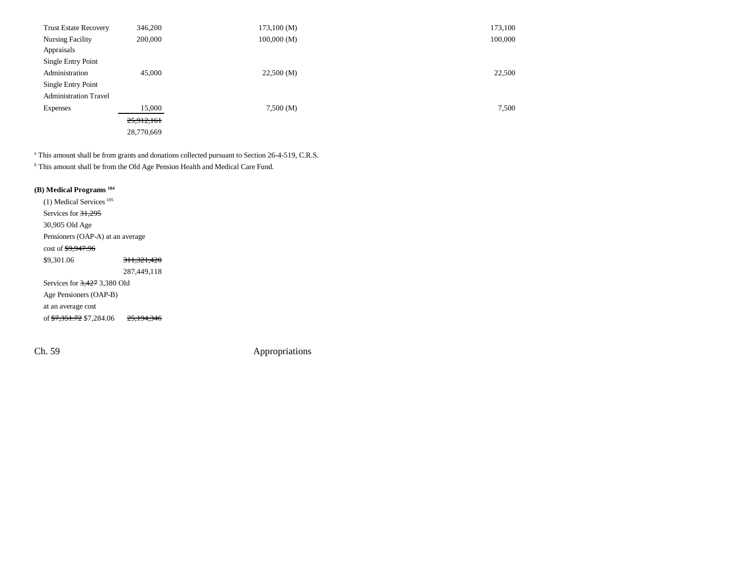| | | | | |
|---|---|---|---|---|
| Trust Estate Recovery | 346,200 | 173,100 (M) | | 173,100 |
| Nursing Facility Appraisals | 200,000 | 100,000 (M) | | 100,000 |
| Single Entry Point Administration | 45,000 | 22,500 (M) | | 22,500 |
| Single Entry Point Administration Travel Expenses | 15,000 | 7,500 (M) | | 7,500 |
| | ~~25,912,161~~ 28,770,669 | | | |

[a] This amount shall be from grants and donations collected pursuant to Section 26-4-519, C.R.S.

[b] This amount shall be from the Old Age Pension Health and Medical Care Fund.

**(B) Medical Programs [104]**

(1) Medical Services [105]

| | |
|---|---|
| Services for ~~31,295~~ 30,905 Old Age Pensioners (OAP-A) at an average cost of ~~$9,947.96~~ $9,301.06 | ~~311,321,420~~ 287,449,118 |
| Services for ~~3,427~~ 3,380 Old Age Pensioners (OAP-B) at an average cost of ~~$7,351.72~~ $7,284.06 | ~~25,194,346~~ |

Ch. 59 Appropriations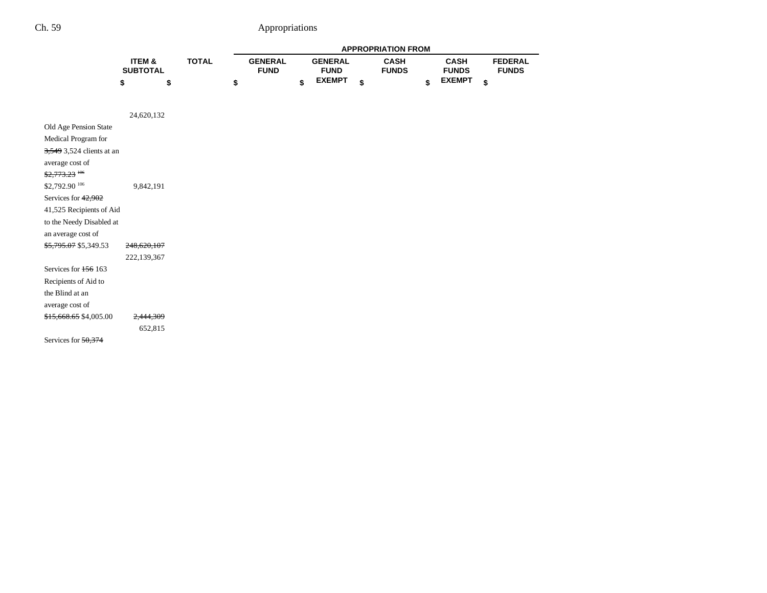| | ITEM & SUBTOTAL | TOTAL | APPROPRIATION FROM | | | | |
|---|---|---|---|---|---|---|---|
| | | | GENERAL FUND | GENERAL FUND EXEMPT | CASH FUNDS | CASH FUNDS EXEMPT | FEDERAL FUNDS |
| | $ | $ | $ | $ | $ | $ | $ |
| | 24,620,132 | | | | | | |
| Old Age Pension State Medical Program for ~~3,549~~ 3,524 clients at an average cost of ~~$2,773.23~~ [106] $2,792.90 [106] | 9,842,191 | | | | | | |
| Services for ~~42,902~~ 41,525 Recipients of Aid to the Needy Disabled at an average cost of ~~$5,795.07~~ $5,349.53 | ~~248,620,107~~ 222,139,367 | | | | | | |
| Services for ~~156~~ 163 Recipients of Aid to the Blind at an average cost of ~~$15,668.65~~ $4,005.00 | ~~2,444,309~~ 652,815 | | | | | | |
| Services for ~~50,374~~ | | | | | | | |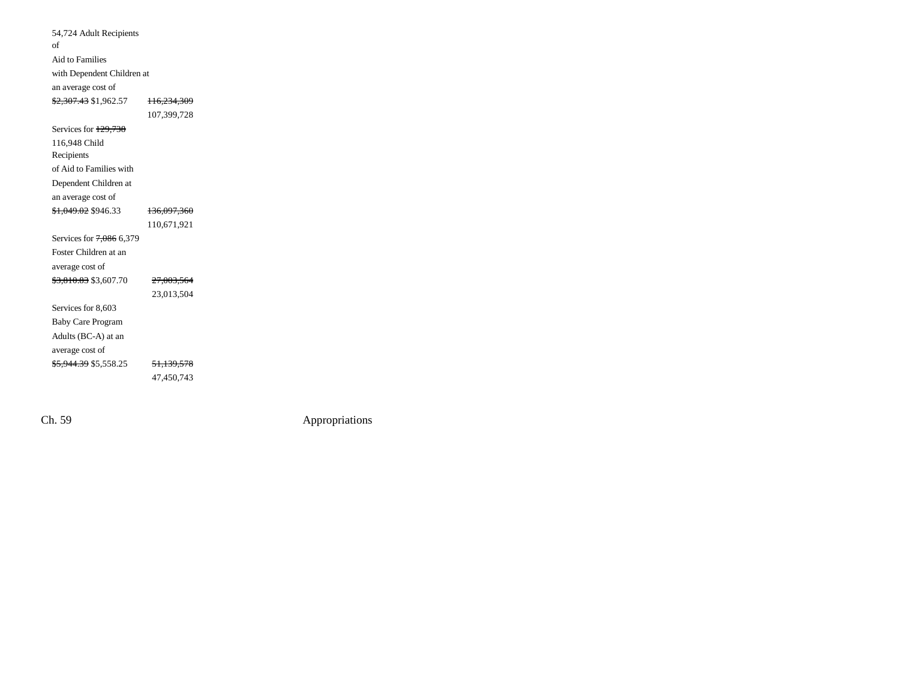54,724 Adult Recipients of Aid to Families with Dependent Children at an average cost of ~~$2,307.43~~ $1,962.57 ~~116,234,309~~ 107,399,728

Services for ~~129,730~~ 116,948 Child Recipients of Aid to Families with Dependent Children at an average cost of ~~$1,049.02~~ $946.33 ~~136,097,360~~ 110,671,921

Services for ~~7,086~~ 6,379 Foster Children at an average cost of ~~$3,810.83~~ $3,607.70 ~~27,003,564~~ 23,013,504

Services for 8,603 Baby Care Program Adults (BC-A) at an average cost of ~~$5,944.39~~ $5,558.25 ~~51,139,578~~ 47,450,743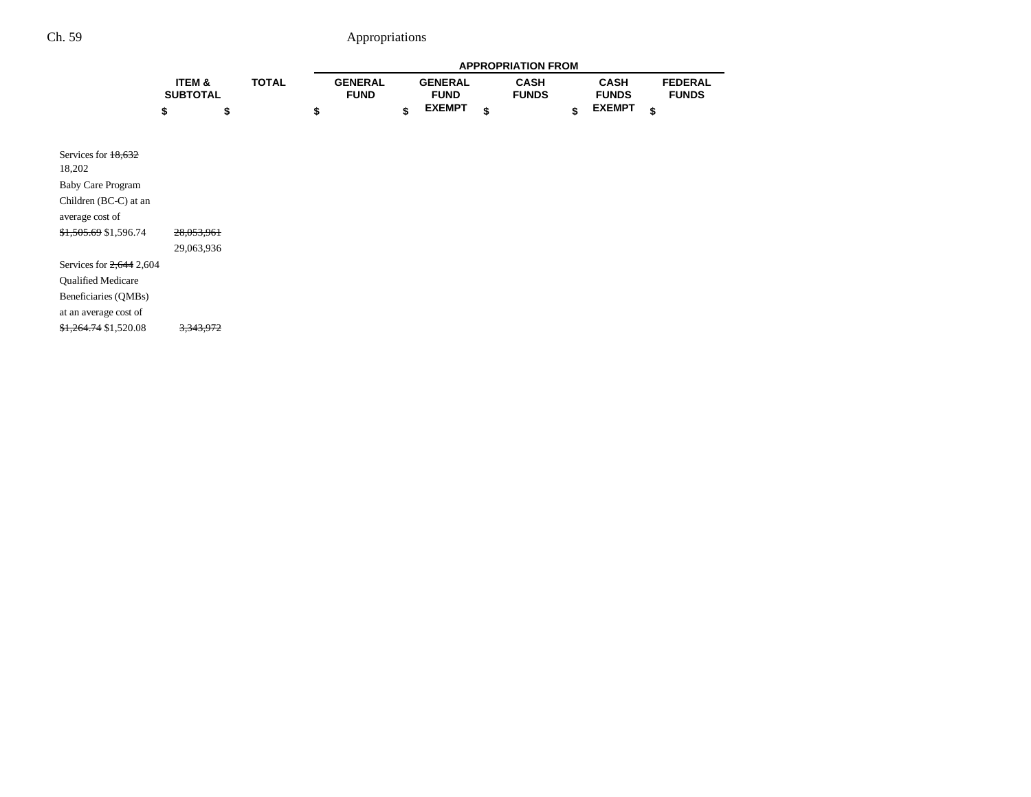| | ITEM & SUBTOTAL | TOTAL | APPROPRIATION FROM | | | | |
|---|---|---|---|---|---|---|---|
| | | | GENERAL FUND | GENERAL FUND EXEMPT | CASH FUNDS | CASH FUNDS EXEMPT | FEDERAL FUNDS |
| | $ | $ | $ | $ | $ | $ | $ |
| Services for ~~18,632~~ 18,202 Baby Care Program Children (BC-C) at an average cost of ~~$1,505.69~~ $1,596.74 | ~~28,053,961~~ 29,063,936 | | | | | | |
| Services for ~~2,644~~ 2,604 Qualified Medicare Beneficiaries (QMBs) at an average cost of ~~$1,264.74~~ $1,520.08 | ~~3,343,972~~ | | | | | | |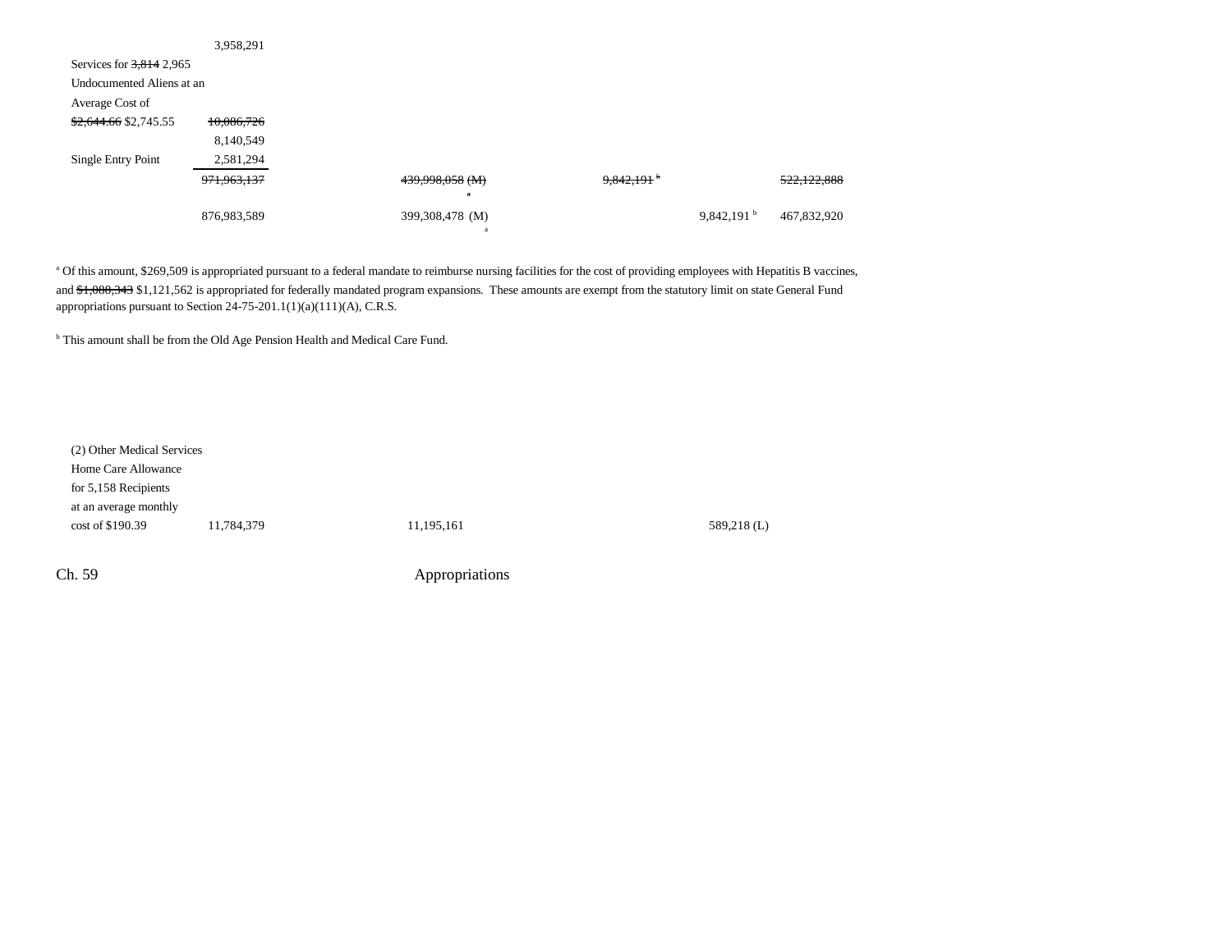| | | | | | |
|---|---|---|---|---|---|
| | 3,958,291 | | | | |
| Services for ~~3,814~~ 2,965 Undocumented Aliens at an Average Cost of ~~$2,644.66~~ $2,745.55 | ~~10,086,726~~ 8,140,549 | | | | |
| Single Entry Point | 2,581,294 | | | | |
| | ~~971,963,137~~ | ~~439,998,058 (M)~~ ~~[a]~~ | ~~9,842,191 [b]~~ | | ~~522,122,888~~ |
| | 876,983,589 | 399,308,478 (M) [a] | | 9,842,191 [b] | 467,832,920 |

[a] Of this amount, $269,509 is appropriated pursuant to a federal mandate to reimburse nursing facilities for the cost of providing employees with Hepatitis B vaccines, and ~~$1,008,343~~ $1,121,562 is appropriated for federally mandated program expansions. These amounts are exempt from the statutory limit on state General Fund appropriations pursuant to Section 24-75-201.1(1)(a)(111)(A), C.R.S.

[b] This amount shall be from the Old Age Pension Health and Medical Care Fund.

| | | | | |
|---|---|---|---|---|
| (2) Other Medical Services | | | | |
| Home Care Allowance for 5,158 Recipients at an average monthly cost of $190.39 | 11,784,379 | 11,195,161 | | 589,218 (L) |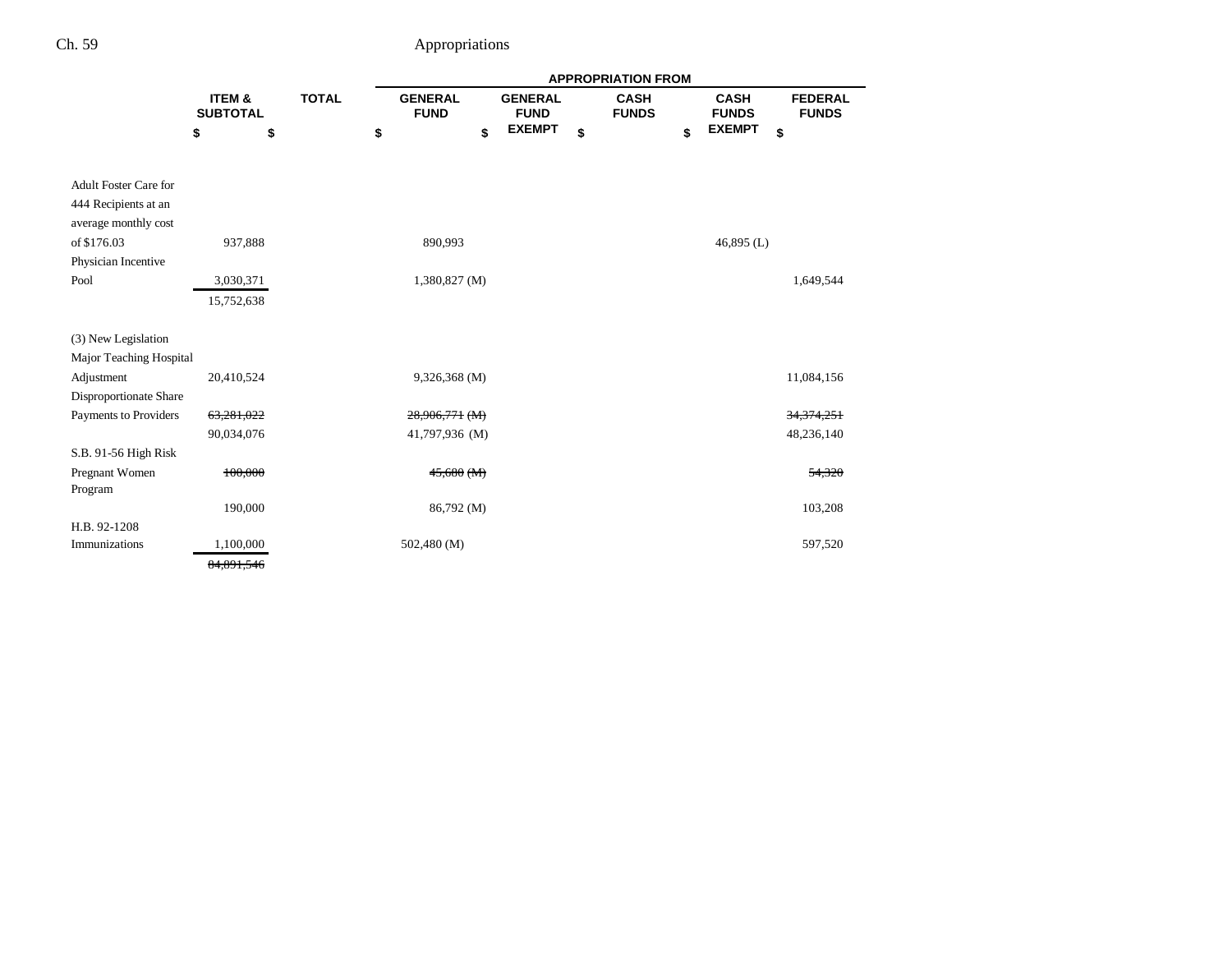| | ITEM & SUBTOTAL | TOTAL | APPROPRIATION FROM GENERAL FUND | GENERAL FUND EXEMPT | CASH FUNDS | CASH FUNDS EXEMPT | FEDERAL FUNDS |
|---|---|---|---|---|---|---|---|
| | $ | $ | $ | $ | $ | $ | $ |
| Adult Foster Care for 444 Recipients at an average monthly cost of $176.03 | 937,888 | | 890,993 | | | 46,895 (L) | |
| Physician Incentive Pool | 3,030,371 | | 1,380,827 (M) | | | | 1,649,544 |
| | 15,752,638 | | | | | | |
| (3) New Legislation | | | | | | | |
| Major Teaching Hospital Adjustment | 20,410,524 | | 9,326,368 (M) | | | | 11,084,156 |
| Disproportionate Share Payments to Providers | ~~63,281,022~~ | | ~~28,906,771 (M)~~ | | | | ~~34,374,251~~ |
| | 90,034,076 | | 41,797,936 (M) | | | | 48,236,140 |
| S.B. 91-56 High Risk Pregnant Women Program | ~~100,000~~ | | ~~45,680 (M)~~ | | | | ~~54,320~~ |
| | 190,000 | | 86,792 (M) | | | | 103,208 |
| H.B. 92-1208 Immunizations | 1,100,000 | | 502,480 (M) | | | | 597,520 |
| | ~~84,891,546~~ | | | | | | |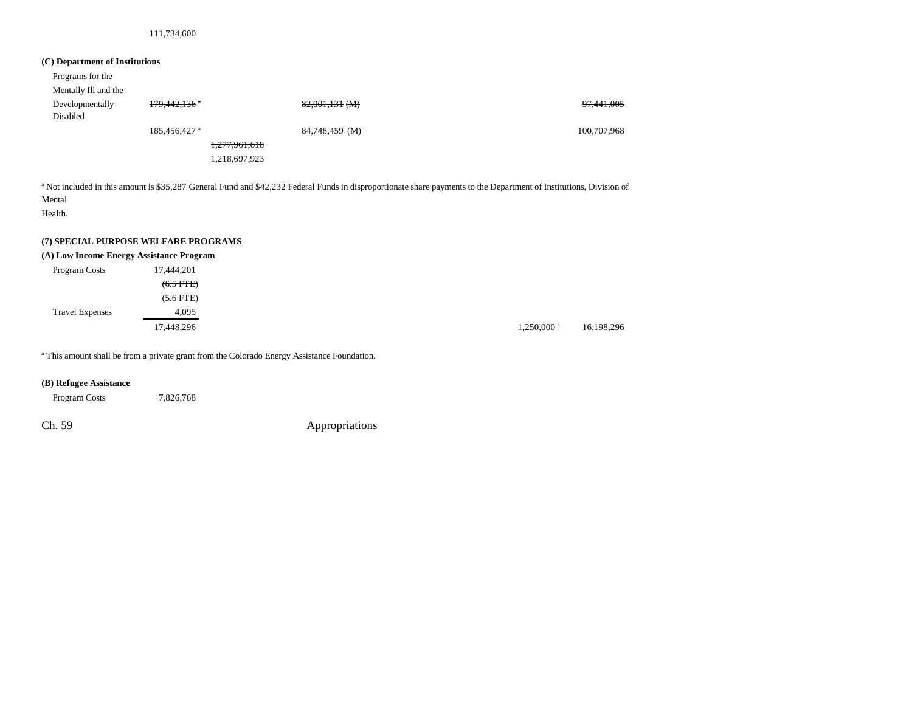111,734,600

**(C) Department of Institutions**

| | | | | | |
|---|---|---|---|---|---|
| Programs for the Mentally Ill and the Developmentally Disabled | ~~179,442,136~~ [a] | | ~~82,001,131 (M)~~ | | ~~97,441,005~~ |
| | 185,456,427 [a] | | 84,748,459 (M) | | 100,707,968 |
| | | ~~1,277,961,618~~ | | | |
| | | 1,218,697,923 | | | |

[a] Not included in this amount is $35,287 General Fund and $42,232 Federal Funds in disproportionate share payments to the Department of Institutions, Division of Mental Health.

**(7) SPECIAL PURPOSE WELFARE PROGRAMS**

**(A) Low Income Energy Assistance Program**

| | | | | |
|---|---|---|---|---|
| Program Costs | 17,444,201 | | | |
| | ~~(6.5 FTE)~~ | | | |
| | (5.6 FTE) | | | |
| Travel Expenses | 4,095 | | | |
| | 17,448,296 | | 1,250,000 [a] | 16,198,296 |

[a] This amount shall be from a private grant from the Colorado Energy Assistance Foundation.

**(B) Refugee Assistance**

| | |
|---|---|
| Program Costs | 7,826,768 |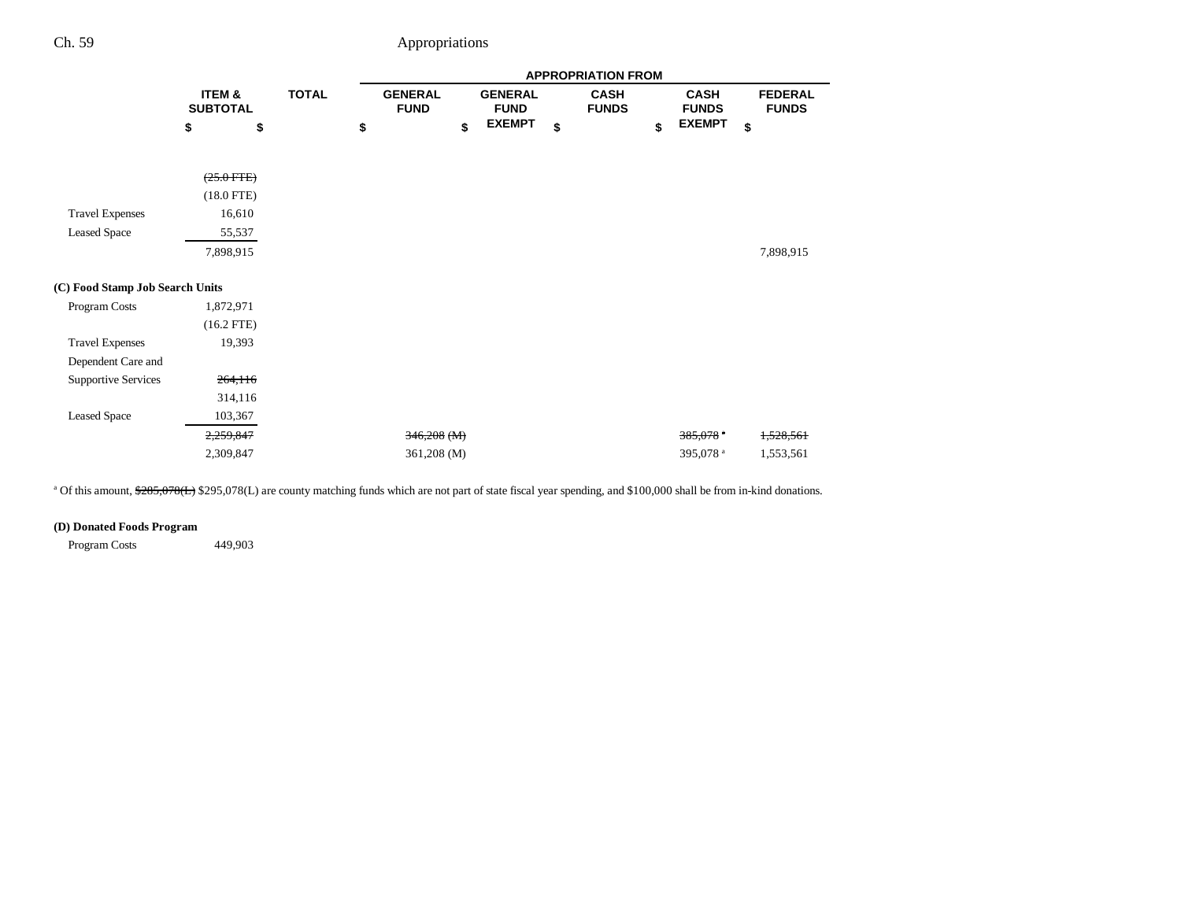| | ITEM & SUBTOTAL | TOTAL | APPROPRIATION FROM GENERAL FUND | GENERAL FUND EXEMPT | CASH FUNDS | CASH FUNDS EXEMPT | FEDERAL FUNDS |
|---|---|---|---|---|---|---|---|
| | $ | $ | $ | $ | $ | $ | $ |
| | ~~(25.0 FTE)~~ | | | | | | |
| | (18.0 FTE) | | | | | | |
| Travel Expenses | 16,610 | | | | | | |
| Leased Space | 55,537 | | | | | | |
| | 7,898,915 | | | | | | 7,898,915 |
| **(C) Food Stamp Job Search Units** | | | | | | | |
| Program Costs | 1,872,971 | | | | | | |
| | (16.2 FTE) | | | | | | |
| Travel Expenses | 19,393 | | | | | | |
| Dependent Care and Supportive Services | ~~264,116~~ | | | | | | |
| | 314,116 | | | | | | |
| Leased Space | 103,367 | | | | | | |
| | ~~2,259,847~~ | | ~~346,208 (M)~~ | | | ~~385,078~~[a] | ~~1,528,561~~ |
| | 2,309,847 | | 361,208 (M) | | | 395,078[a] | 1,553,561 |

[a] Of this amount, ~~$285,078(L)~~ $295,078(L) are county matching funds which are not part of state fiscal year spending, and $100,000 shall be from in-kind donations.

| | ITEM & SUBTOTAL | TOTAL | GENERAL FUND | GENERAL FUND EXEMPT | CASH FUNDS | CASH FUNDS EXEMPT | FEDERAL FUNDS |
|---|---|---|---|---|---|---|---|
| **(D) Donated Foods Program** | | | | | | | |
| Program Costs | 449,903 | | | | | | |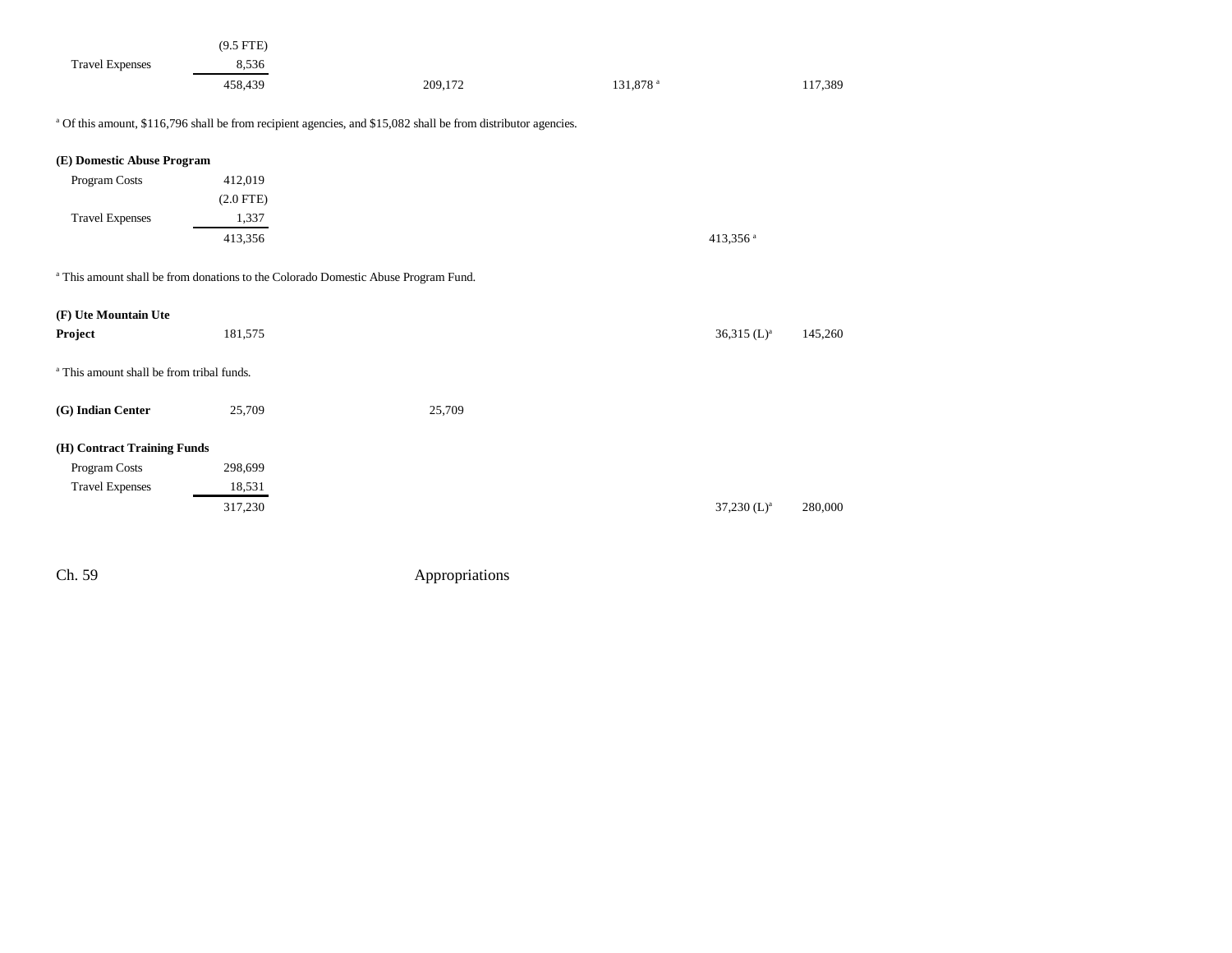| | | | | | |
|---|---|---|---|---|---|
| | (9.5 FTE) | | | | |
| Travel Expenses | 8,536 | | | | |
| | 458,439 | 209,172 | 131,878[a] | | 117,389 |

[a] Of this amount, $116,796 shall be from recipient agencies, and $15,082 shall be from distributor agencies.

| | | | | | |
|---|---|---|---|---|---|
| **(E) Domestic Abuse Program** | | | | | |
| Program Costs | 412,019 | | | | |
| | (2.0 FTE) | | | | |
| Travel Expenses | 1,337 | | | | |
| | 413,356 | | | 413,356[a] | |

[a] This amount shall be from donations to the Colorado Domestic Abuse Program Fund.

| | | | | | |
|---|---|---|---|---|---|
| **(F) Ute Mountain Ute Project** | 181,575 | | | 36,315 (L)[a] | 145,260 |

[a] This amount shall be from tribal funds.

| | | | | | |
|---|---|---|---|---|---|
| **(G) Indian Center** | 25,709 | 25,709 | | | |
| **(H) Contract Training Funds** | | | | | |
| Program Costs | 298,699 | | | | |
| Travel Expenses | 18,531 | | | | |
| | 317,230 | | | 37,230 (L)[a] | 280,000 |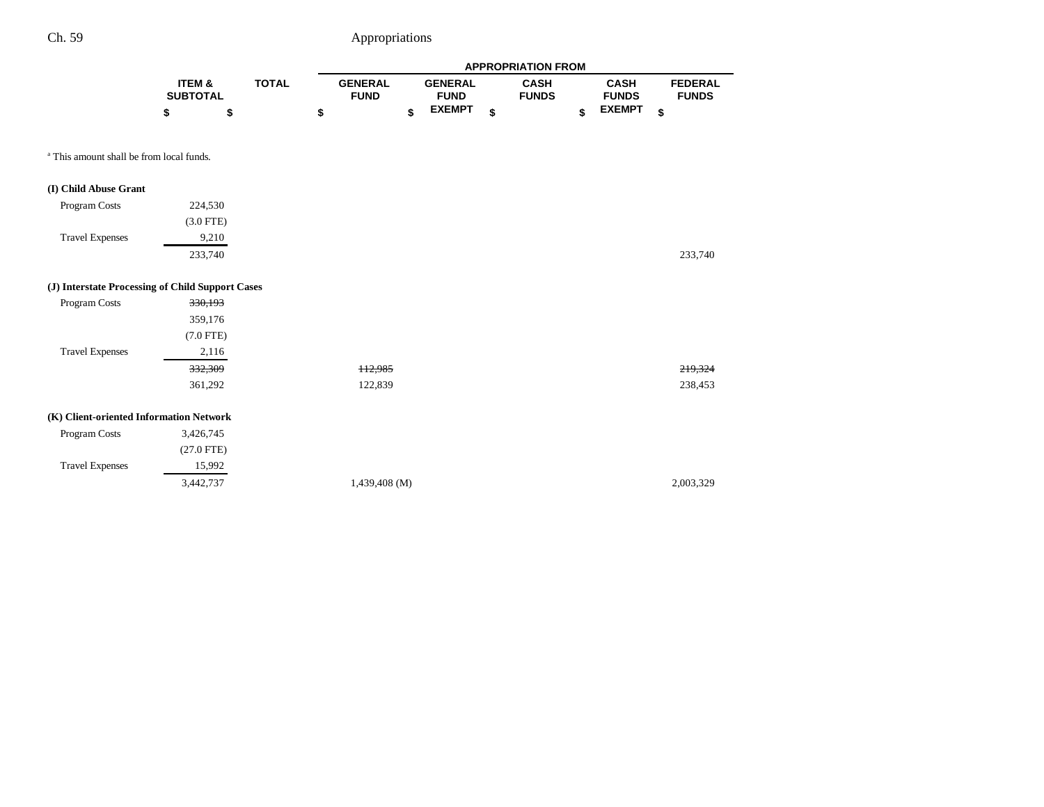| | ITEM & SUBTOTAL | TOTAL | APPROPRIATION FROM GENERAL FUND | GENERAL FUND EXEMPT | CASH FUNDS | CASH FUNDS EXEMPT | FEDERAL FUNDS |
|---|---|---|---|---|---|---|---|
| | $ | $ | $ | $ | $ | $ | $ |

[a] This amount shall be from local funds.

| | ITEM & SUBTOTAL | TOTAL | GENERAL FUND | GENERAL FUND EXEMPT | CASH FUNDS | CASH FUNDS EXEMPT | FEDERAL FUNDS |
|---|---|---|---|---|---|---|---|
| **(I) Child Abuse Grant** | | | | | | | |
| Program Costs | 224,530 | | | | | | |
| | (3.0 FTE) | | | | | | |
| Travel Expenses | 9,210 | | | | | | |
| | 233,740 | | | | | | 233,740 |
| **(J) Interstate Processing of Child Support Cases** | | | | | | | |
| Program Costs | ~~330,193~~ | | | | | | |
| | 359,176 | | | | | | |
| | (7.0 FTE) | | | | | | |
| Travel Expenses | 2,116 | | | | | | |
| | ~~332,309~~ | | ~~112,985~~ | | | | ~~219,324~~ |
| | 361,292 | | 122,839 | | | | 238,453 |
| **(K) Client-oriented Information Network** | | | | | | | |
| Program Costs | 3,426,745 | | | | | | |
| | (27.0 FTE) | | | | | | |
| Travel Expenses | 15,992 | | | | | | |
| | 3,442,737 | | 1,439,408 (M) | | | | 2,003,329 |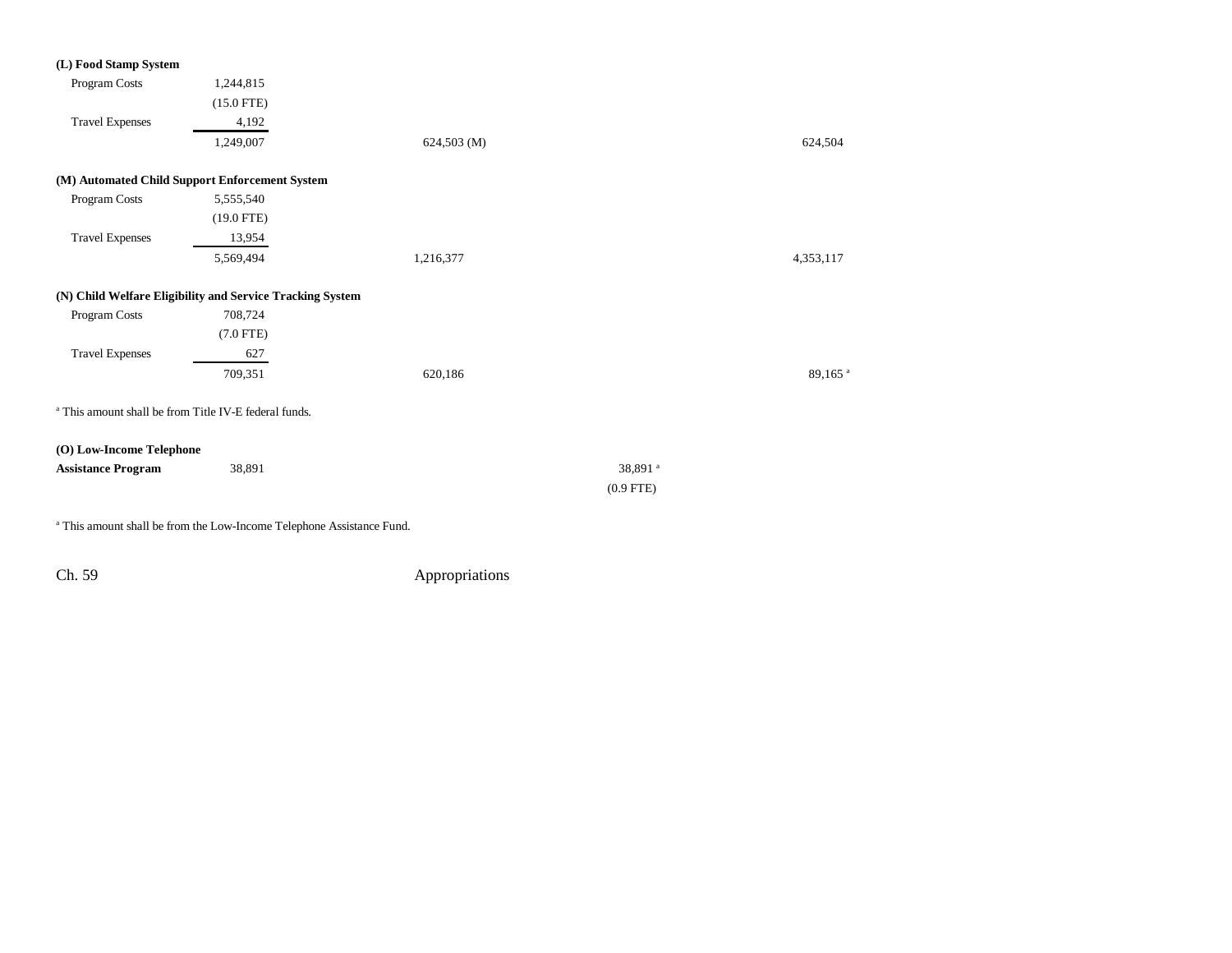| | | | | |
|---|---|---|---|---|
| **(L) Food Stamp System** | | | | |
| Program Costs | 1,244,815 | | | |
| | (15.0 FTE) | | | |
| Travel Expenses | 4,192 | | | |
| | 1,249,007 | 624,503 (M) | | 624,504 |
| **(M) Automated Child Support Enforcement System** | | | | |
| Program Costs | 5,555,540 | | | |
| | (19.0 FTE) | | | |
| Travel Expenses | 13,954 | | | |
| | 5,569,494 | 1,216,377 | | 4,353,117 |
| **(N) Child Welfare Eligibility and Service Tracking System** | | | | |
| Program Costs | 708,724 | | | |
| | (7.0 FTE) | | | |
| Travel Expenses | 627 | | | |
| | 709,351 | 620,186 | | 89,165 [a] |

[a] This amount shall be from Title IV-E federal funds.

| | | | | |
|---|---|---|---|---|
| **(O) Low-Income Telephone Assistance Program** | 38,891 | | 38,891 [a] | |
| | | | (0.9 FTE) | |

[a] This amount shall be from the Low-Income Telephone Assistance Fund.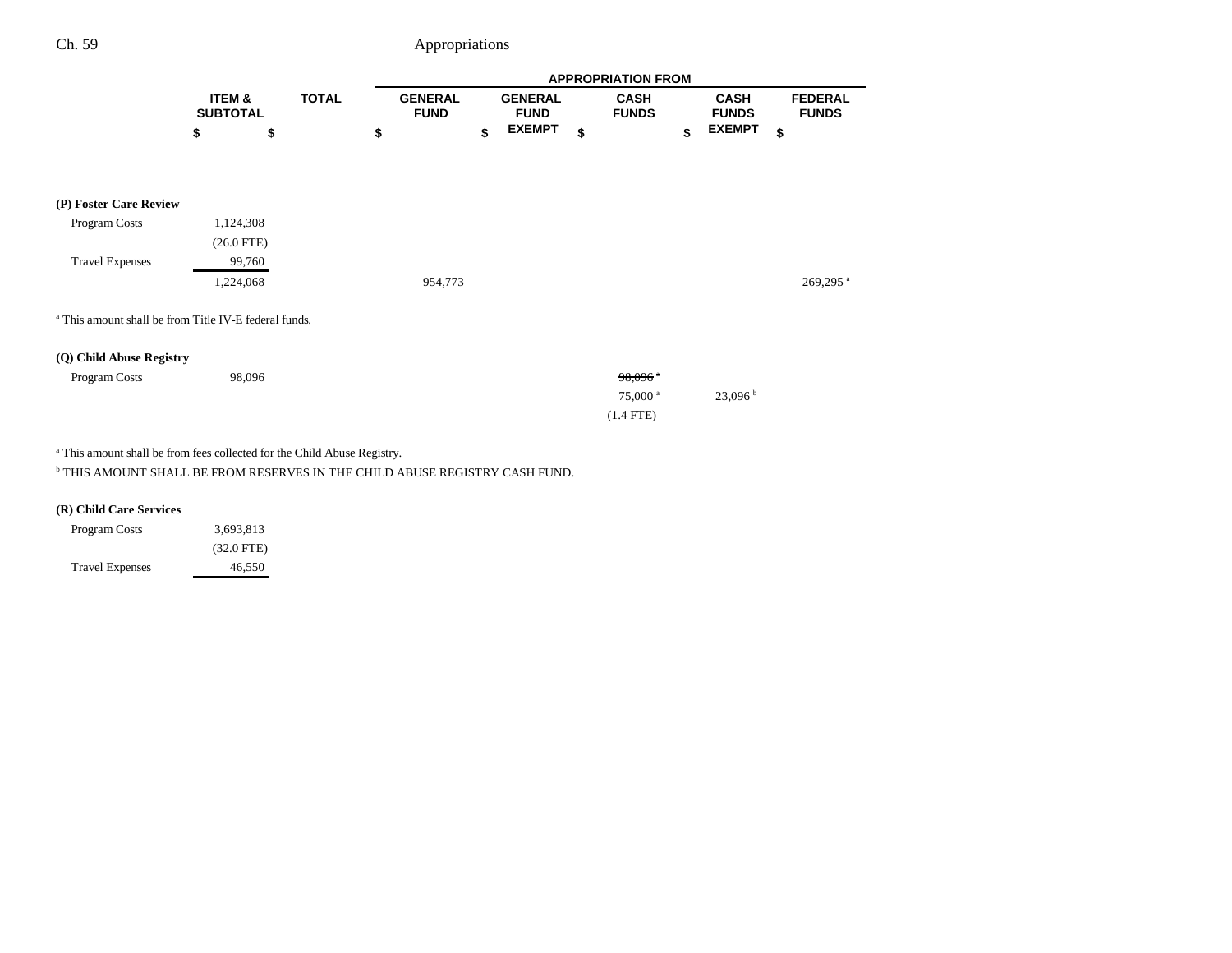| | ITEM & SUBTOTAL | TOTAL | GENERAL FUND | GENERAL FUND EXEMPT | CASH FUNDS | CASH FUNDS EXEMPT | FEDERAL FUNDS |
|---|---|---|---|---|---|---|---|
| | | | APPROPRIATION FROM | | | | |
| | $ | $ | $ | $ | $ | $ | $ |
| **(P) Foster Care Review** | | | | | | | |
| Program Costs | 1,124,308 | | | | | | |
| | (26.0 FTE) | | | | | | |
| Travel Expenses | 99,760 | | | | | | |
| | 1,224,068 | | 954,773 | | | | 269,295[a] |

[a] This amount shall be from Title IV-E federal funds.

| | ITEM & SUBTOTAL | TOTAL | GENERAL FUND | GENERAL FUND EXEMPT | CASH FUNDS | CASH FUNDS EXEMPT | FEDERAL FUNDS |
|---|---|---|---|---|---|---|---|
| **(Q) Child Abuse Registry** | | | | | | | |
| Program Costs | 98,096 | | | | ~~98,096[a]~~ | | |
| | | | | | 75,000[a] | 23,096[b] | |
| | | | | | (1.4 FTE) | | |

[a] This amount shall be from fees collected for the Child Abuse Registry.

[b] THIS AMOUNT SHALL BE FROM RESERVES IN THE CHILD ABUSE REGISTRY CASH FUND.

| | ITEM & SUBTOTAL | TOTAL | GENERAL FUND | GENERAL FUND EXEMPT | CASH FUNDS | CASH FUNDS EXEMPT | FEDERAL FUNDS |
|---|---|---|---|---|---|---|---|
| **(R) Child Care Services** | | | | | | | |
| Program Costs | 3,693,813 | | | | | | |
| | (32.0 FTE) | | | | | | |
| Travel Expenses | 46,550 | | | | | | |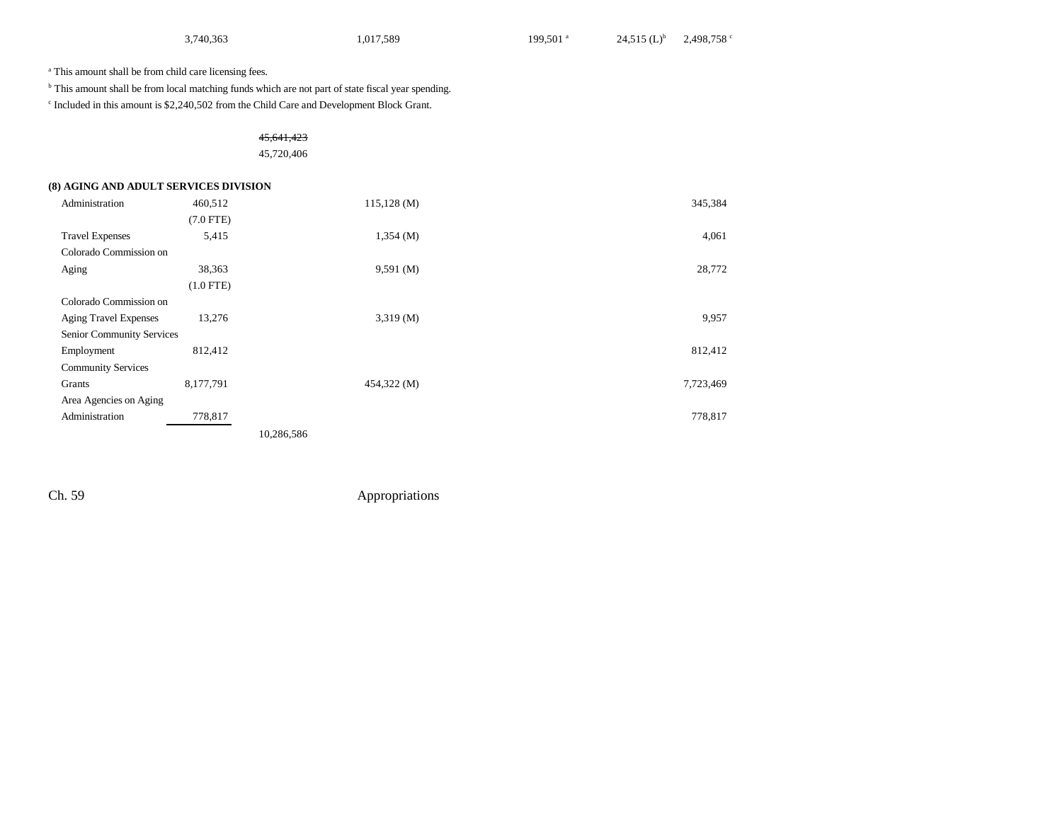| | | | | | |
|---|---|---|---|---|---|
| 3,740,363 | | 1,017,589 | 199,501 [a] | 24,515 (L)[b] | 2,498,758 [c] |

[a] This amount shall be from child care licensing fees.

[b] This amount shall be from local matching funds which are not part of state fiscal year spending.

[c] Included in this amount is $2,240,502 from the Child Care and Development Block Grant.

~~45,641,423~~
45,720,406

**(8) AGING AND ADULT SERVICES DIVISION**

| | | | | | | |
|---|---|---|---|---|---|---|
| Administration | 460,512 (7.0 FTE) | | 115,128 (M) | | | 345,384 |
| Travel Expenses | 5,415 | | 1,354 (M) | | | 4,061 |
| Colorado Commission on Aging | 38,363 (1.0 FTE) | | 9,591 (M) | | | 28,772 |
| Colorado Commission on Aging Travel Expenses | 13,276 | | 3,319 (M) | | | 9,957 |
| Senior Community Services Employment | 812,412 | | | | | 812,412 |
| Community Services Grants | 8,177,791 | | 454,322 (M) | | | 7,723,469 |
| Area Agencies on Aging Administration | 778,817 | | | | | 778,817 |
| | | 10,286,586 | | | | |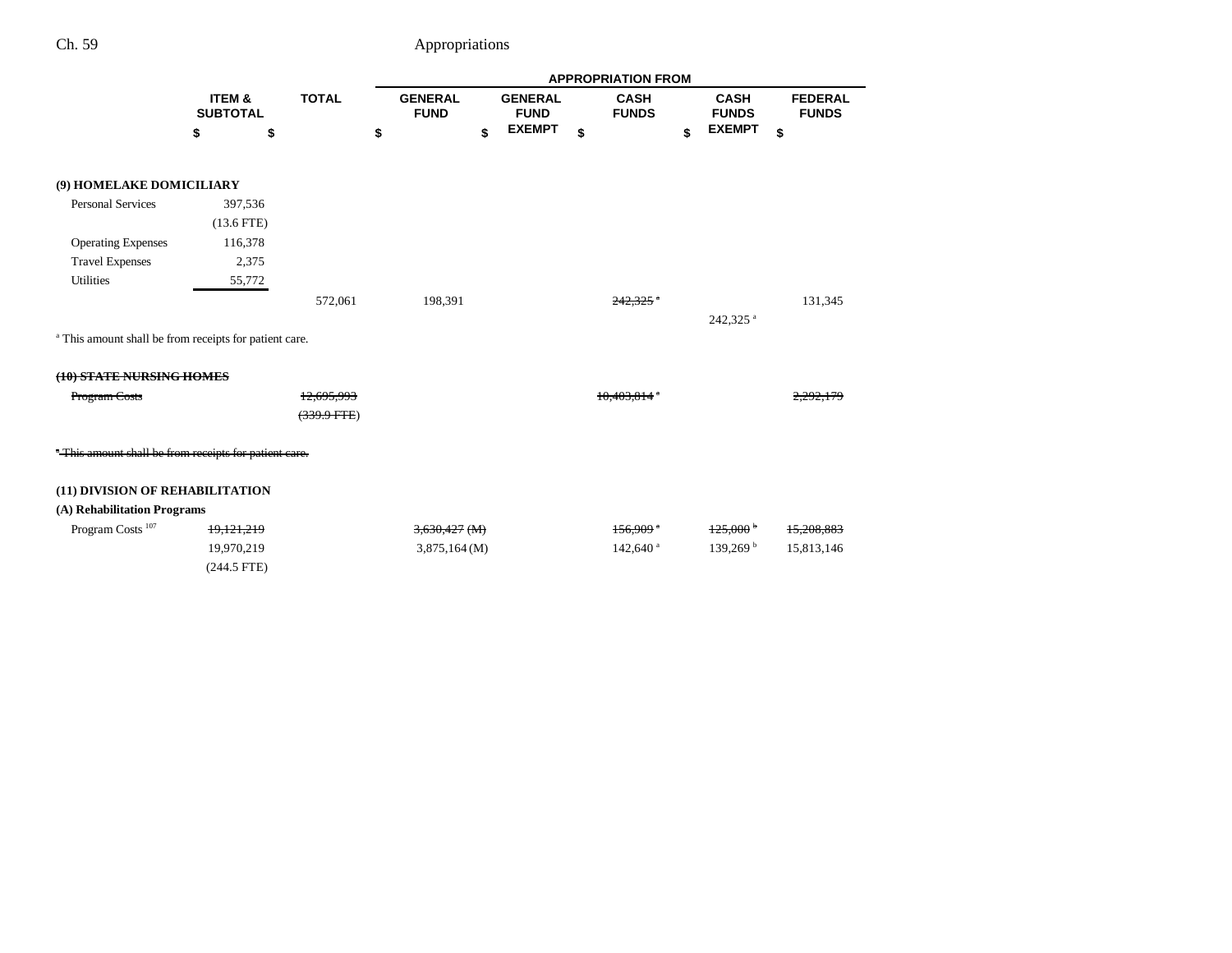| | ITEM & SUBTOTAL | TOTAL | GENERAL FUND | GENERAL FUND EXEMPT | CASH FUNDS | CASH FUNDS EXEMPT | FEDERAL FUNDS |
|---|---|---|---|---|---|---|---|
| | | | APPROPRIATION FROM | | | | |
| | $ | $ | $ | $ | $ | $ | $ |
| **(9) HOMELAKE DOMICILIARY** | | | | | | | |
| Personal Services | 397,536 | | | | | | |
| | (13.6 FTE) | | | | | | |
| Operating Expenses | 116,378 | | | | | | |
| Travel Expenses | 2,375 | | | | | | |
| Utilities | 55,772 | | | | | | |
| | | 572,061 | 198,391 | | ~~242,325[a]~~ | | 131,345 |
| | | | | | | 242,325[a] | |

[a] This amount shall be from receipts for patient care.

| | ITEM & SUBTOTAL | TOTAL | GENERAL FUND | GENERAL FUND EXEMPT | CASH FUNDS | CASH FUNDS EXEMPT | FEDERAL FUNDS |
|---|---|---|---|---|---|---|---|
| ~~**(10) STATE NURSING HOMES**~~ | | | | | | | |
| ~~Program Costs~~ | | ~~12,695,993~~ | | | ~~10,403,814[a]~~ | | ~~2,292,179~~ |
| | | ~~(339.9 FTE)~~ | | | | | |

~~[a] This amount shall be from receipts for patient care.~~

| | ITEM & SUBTOTAL | TOTAL | GENERAL FUND | GENERAL FUND EXEMPT | CASH FUNDS | CASH FUNDS EXEMPT | FEDERAL FUNDS |
|---|---|---|---|---|---|---|---|
| **(11) DIVISION OF REHABILITATION** | | | | | | | |
| **(A) Rehabilitation Programs** | | | | | | | |
| Program Costs[107] | ~~19,121,219~~ | | ~~3,630,427 (M)~~ | | ~~156,909[a]~~ | ~~125,000[b]~~ | ~~15,208,883~~ |
| | 19,970,219 | | 3,875,164 (M) | | 142,640[a] | 139,269[b] | 15,813,146 |
| | (244.5 FTE) | | | | | | |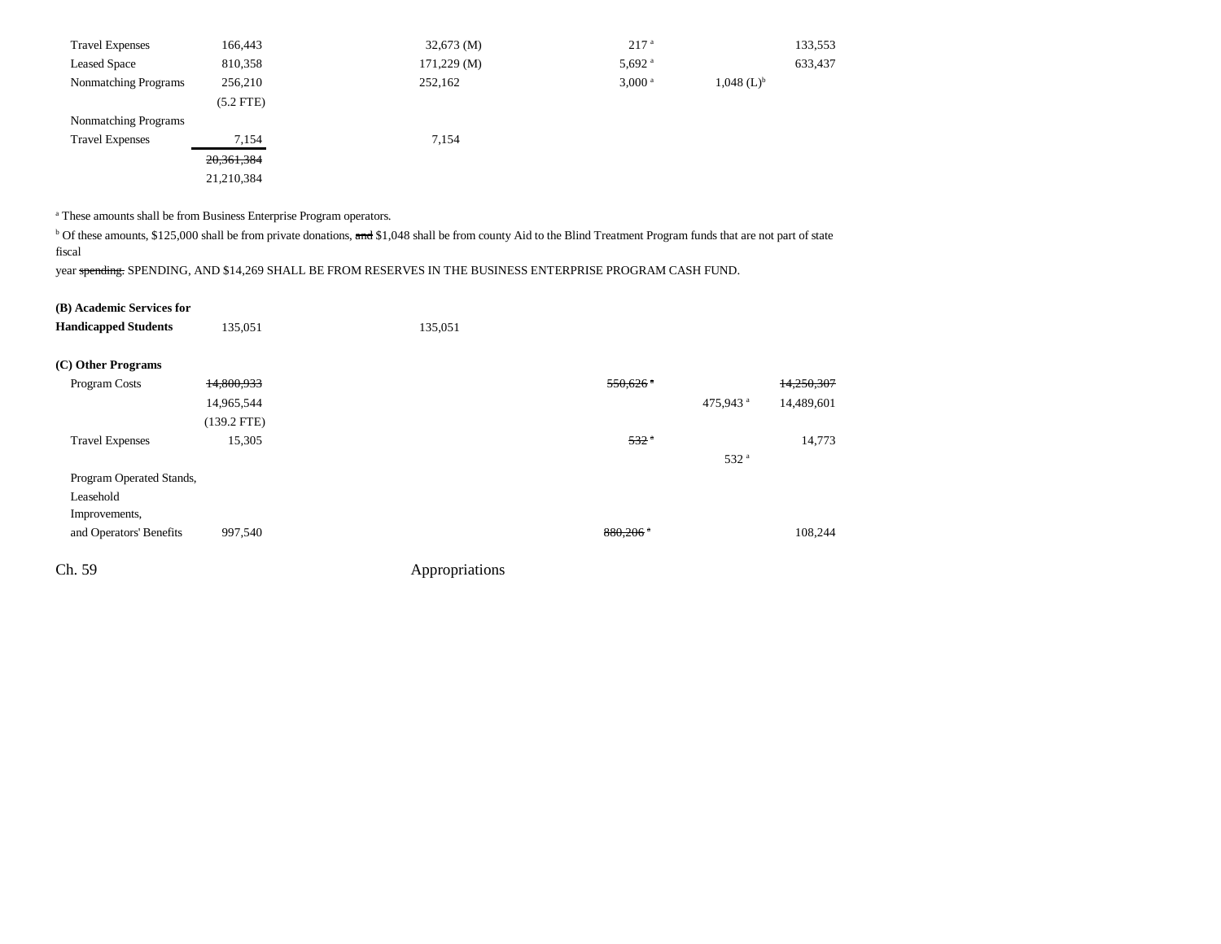| | | | | | |
|---|---|---|---|---|---|
| Travel Expenses | 166,443 | 32,673 (M) | 217 [a] | | 133,553 |
| Leased Space | 810,358 | 171,229 (M) | 5,692 [a] | | 633,437 |
| Nonmatching Programs | 256,210 | 252,162 | 3,000 [a] | 1,048 (L)[b] | |
| | (5.2 FTE) | | | | |
| Nonmatching Programs | | | | | |
| Travel Expenses | 7,154 | 7,154 | | | |
| | ~~20,361,384~~ | | | | |
| | 21,210,384 | | | | |

[a] These amounts shall be from Business Enterprise Program operators.

[b] Of these amounts, $125,000 shall be from private donations, ~~and~~ $1,048 shall be from county Aid to the Blind Treatment Program funds that are not part of state fiscal year ~~spending.~~ SPENDING, AND $14,269 SHALL BE FROM RESERVES IN THE BUSINESS ENTERPRISE PROGRAM CASH FUND.

| | | | | | |
|---|---|---|---|---|---|
| **(B) Academic Services for Handicapped Students** | 135,051 | 135,051 | | | |
| **(C) Other Programs** | | | | | |
| Program Costs | ~~14,800,933~~ | | ~~550,626~~ [a] | | ~~14,250,307~~ |
| | 14,965,544 | | | 475,943 [a] | 14,489,601 |
| | (139.2 FTE) | | | | |
| Travel Expenses | 15,305 | | ~~532~~ [a] | | 14,773 |
| | | | | 532 [a] | |
| Program Operated Stands, Leasehold Improvements, and Operators' Benefits | 997,540 | | ~~880,206~~ [a] | | 108,244 |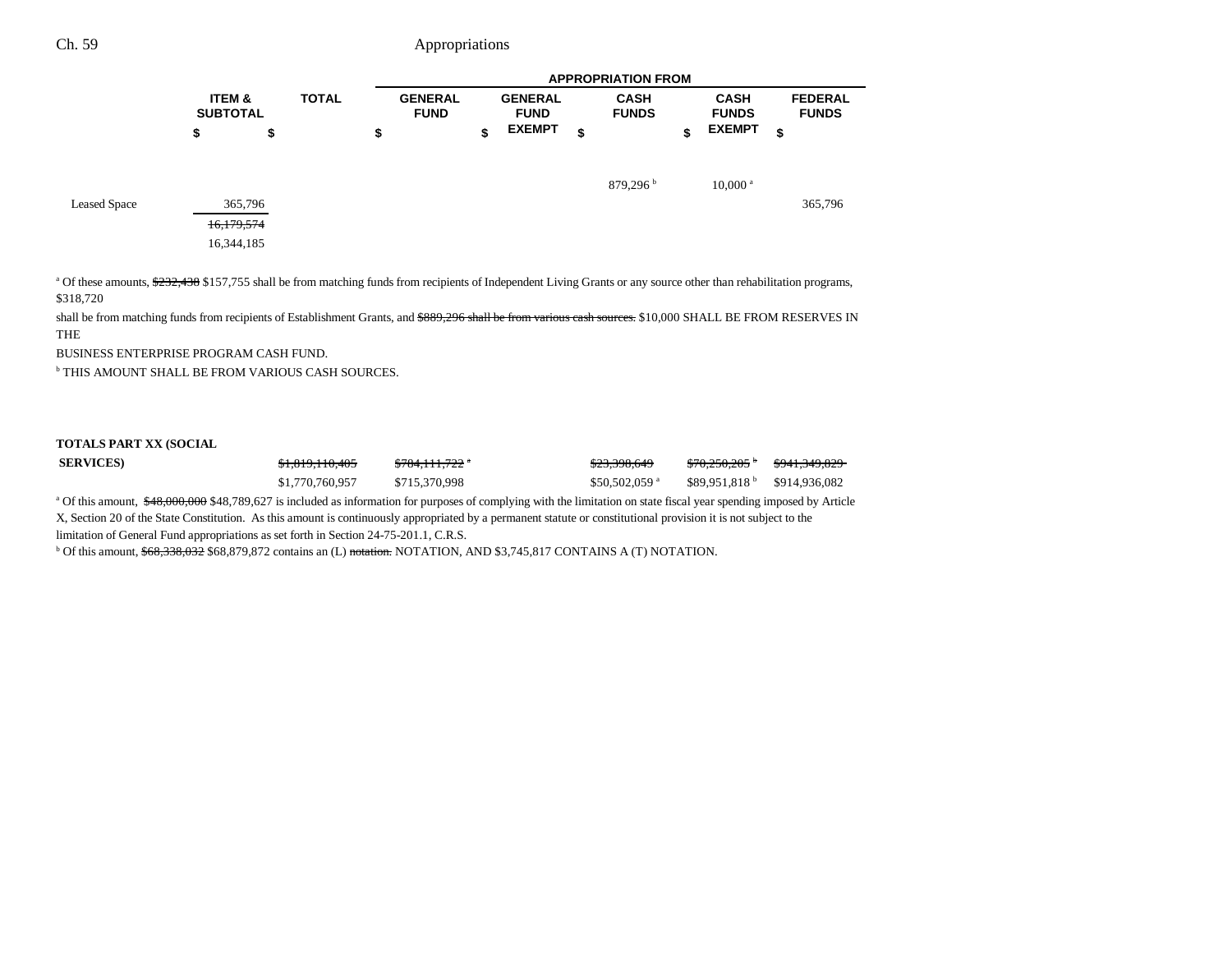| | ITEM & SUBTOTAL | TOTAL | GENERAL FUND | GENERAL FUND EXEMPT | CASH FUNDS | CASH FUNDS EXEMPT | FEDERAL FUNDS |
|---|---|---|---|---|---|---|---|
| | | | APPROPRIATION FROM | | | | |
| | $ | $ | $ | $ | $ | $ | $ |
| | | | | | 879,296 [b] | 10,000 [a] | |
| Leased Space | 365,796 | | | | | | 365,796 |
| | ~~16,179,574~~ | | | | | | |
| | 16,344,185 | | | | | | |

[a] Of these amounts, ~~$232,438~~ $157,755 shall be from matching funds from recipients of Independent Living Grants or any source other than rehabilitation programs, $318,720 shall be from matching funds from recipients of Establishment Grants, and ~~$889,296 shall be from various cash sources.~~ $10,000 SHALL BE FROM RESERVES IN THE BUSINESS ENTERPRISE PROGRAM CASH FUND.

[b] THIS AMOUNT SHALL BE FROM VARIOUS CASH SOURCES.

| | ITEM & SUBTOTAL | TOTAL | GENERAL FUND | GENERAL FUND EXEMPT | CASH FUNDS | CASH FUNDS EXEMPT | FEDERAL FUNDS |
|---|---|---|---|---|---|---|---|
| **TOTALS PART XX (SOCIAL SERVICES)** | | ~~$1,819,110,405~~ | ~~$784,111,722 [a]~~ | | ~~$23,398,649~~ | ~~$70,250,205 [b]~~ | ~~$941,349,829~~ |
| | | $1,770,760,957 | $715,370,998 | | $50,502,059 [a] | $89,951,818 [b] | $914,936,082 |

[a] Of this amount, ~~$48,000,000~~ $48,789,627 is included as information for purposes of complying with the limitation on state fiscal year spending imposed by Article X, Section 20 of the State Constitution. As this amount is continuously appropriated by a permanent statute or constitutional provision it is not subject to the limitation of General Fund appropriations as set forth in Section 24-75-201.1, C.R.S.

[b] Of this amount, ~~$68,338,032~~ $68,879,872 contains an (L) ~~notation.~~ NOTATION, AND $3,745,817 CONTAINS A (T) NOTATION.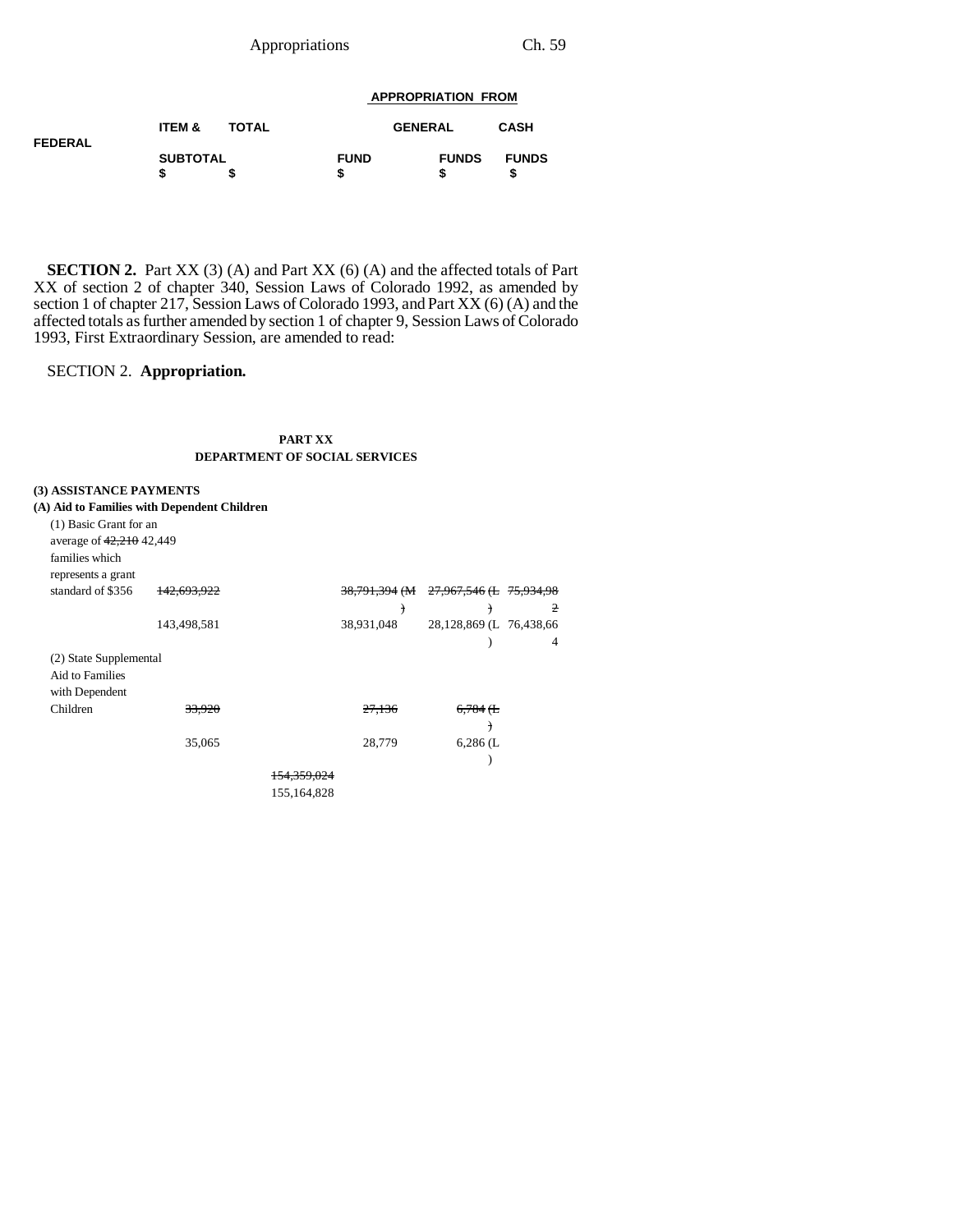| | ITEM & SUBTOTAL $ | TOTAL $ | GENERAL FUND $ | CASH FUNDS $ | FEDERAL FUNDS $ |
|---|---|---|---|---|---|
| | | | APPROPRIATION FROM | | |

**SECTION 2.** Part XX (3) (A) and Part XX (6) (A) and the affected totals of Part XX of section 2 of chapter 340, Session Laws of Colorado 1992, as amended by section 1 of chapter 217, Session Laws of Colorado 1993, and Part XX (6) (A) and the affected totals as further amended by section 1 of chapter 9, Session Laws of Colorado 1993, First Extraordinary Session, are amended to read:

SECTION 2. **Appropriation.**

**PART XX**
**DEPARTMENT OF SOCIAL SERVICES**

**(3) ASSISTANCE PAYMENTS**
**(A) Aid to Families with Dependent Children**

| | ITEM & SUBTOTAL $ | TOTAL $ | GENERAL FUND $ | CASH FUNDS $ | FEDERAL FUNDS $ |
|---|---|---|---|---|---|
| (1) Basic Grant for an average of ~~42,210~~ 42,449 families which represents a grant standard of $356 | ~~142,693,922~~ 143,498,581 | | ~~38,791,394 (M)~~ 38,931,048 | ~~27,967,546 (L)~~ 28,128,869 (L) | ~~75,934,982~~ 76,438,664 |
| (2) State Supplemental Aid to Families with Dependent Children | ~~33,920~~ 35,065 | | ~~27,136~~ 28,779 | ~~6,784 (L)~~ 6,286 (L) | |
| | | ~~154,359,024~~ 155,164,828 | | | |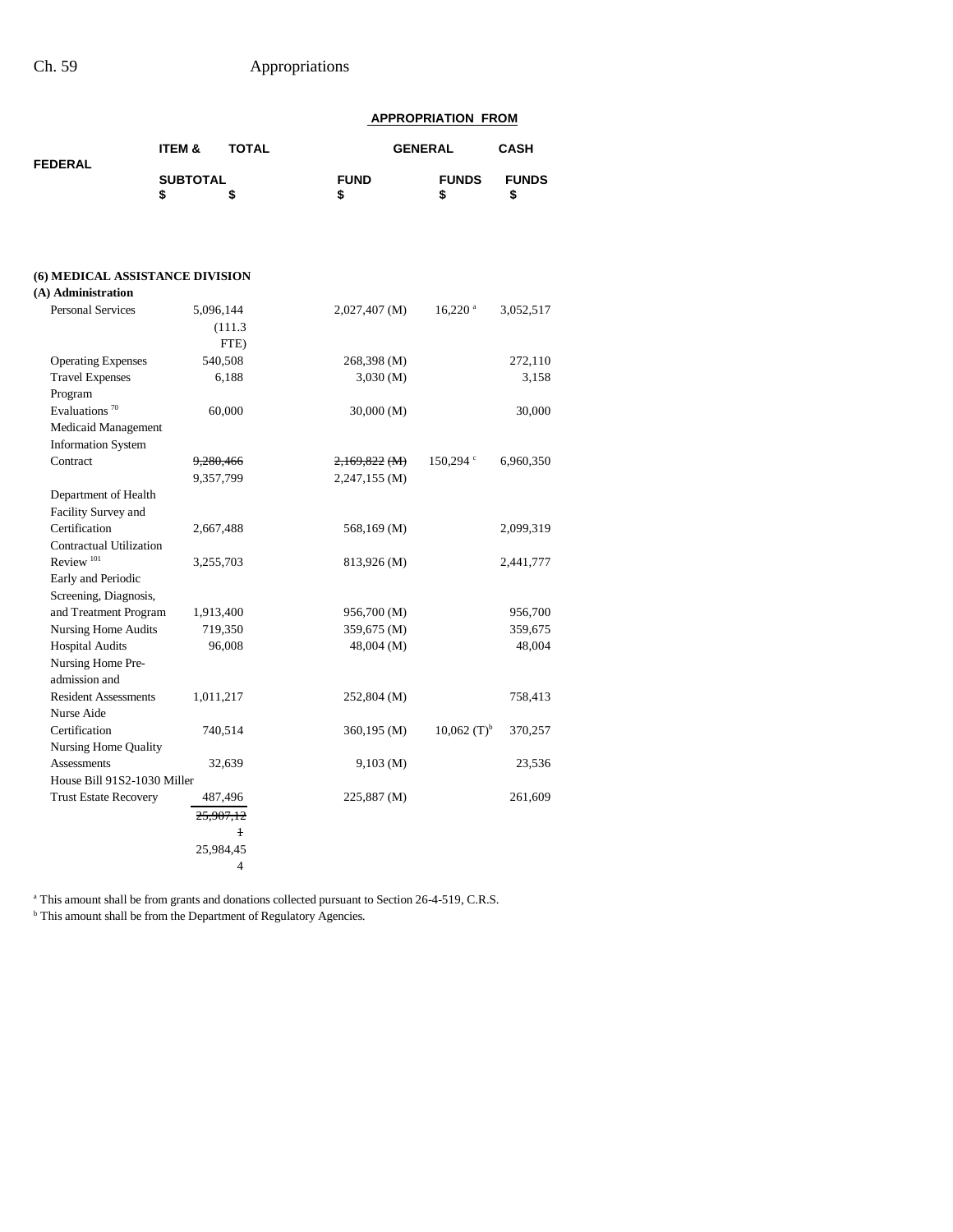| | ITEM & SUBTOTAL $ | TOTAL $ | GENERAL FUND $ | CASH FUNDS $ | FEDERAL FUNDS $ |
|---|---|---|---|---|---|
| | | | **APPROPRIATION FROM** | | |
| **(6) MEDICAL ASSISTANCE DIVISION** | | | | | |
| **(A) Administration** | | | | | |
| Personal Services | 5,096,144 (111.3 FTE) | | 2,027,407 (M) | 16,220 [a] | 3,052,517 |
| Operating Expenses | 540,508 | | 268,398 (M) | | 272,110 |
| Travel Expenses | 6,188 | | 3,030 (M) | | 3,158 |
| Program Evaluations [70] | 60,000 | | 30,000 (M) | | 30,000 |
| Medicaid Management Information System Contract | ~~9,280,466~~ 9,357,799 | | ~~2,169,822 (M)~~ 2,247,155 (M) | 150,294 [c] | 6,960,350 |
| Department of Health Facility Survey and Certification | 2,667,488 | | 568,169 (M) | | 2,099,319 |
| Contractual Utilization Review [101] | 3,255,703 | | 813,926 (M) | | 2,441,777 |
| Early and Periodic Screening, Diagnosis, and Treatment Program | 1,913,400 | | 956,700 (M) | | 956,700 |
| Nursing Home Audits | 719,350 | | 359,675 (M) | | 359,675 |
| Hospital Audits | 96,008 | | 48,004 (M) | | 48,004 |
| Nursing Home Pre-admission and Resident Assessments | 1,011,217 | | 252,804 (M) | | 758,413 |
| Nurse Aide Certification | 740,514 | | 360,195 (M) | 10,062 (T)[b] | 370,257 |
| Nursing Home Quality Assessments | 32,639 | | 9,103 (M) | | 23,536 |
| House Bill 91S2-1030 Miller Trust Estate Recovery | 487,496 | | 225,887 (M) | | 261,609 |
| | ~~25,907,121~~ 25,984,454 | | | | |

[a] This amount shall be from grants and donations collected pursuant to Section 26-4-519, C.R.S.
[b] This amount shall be from the Department of Regulatory Agencies.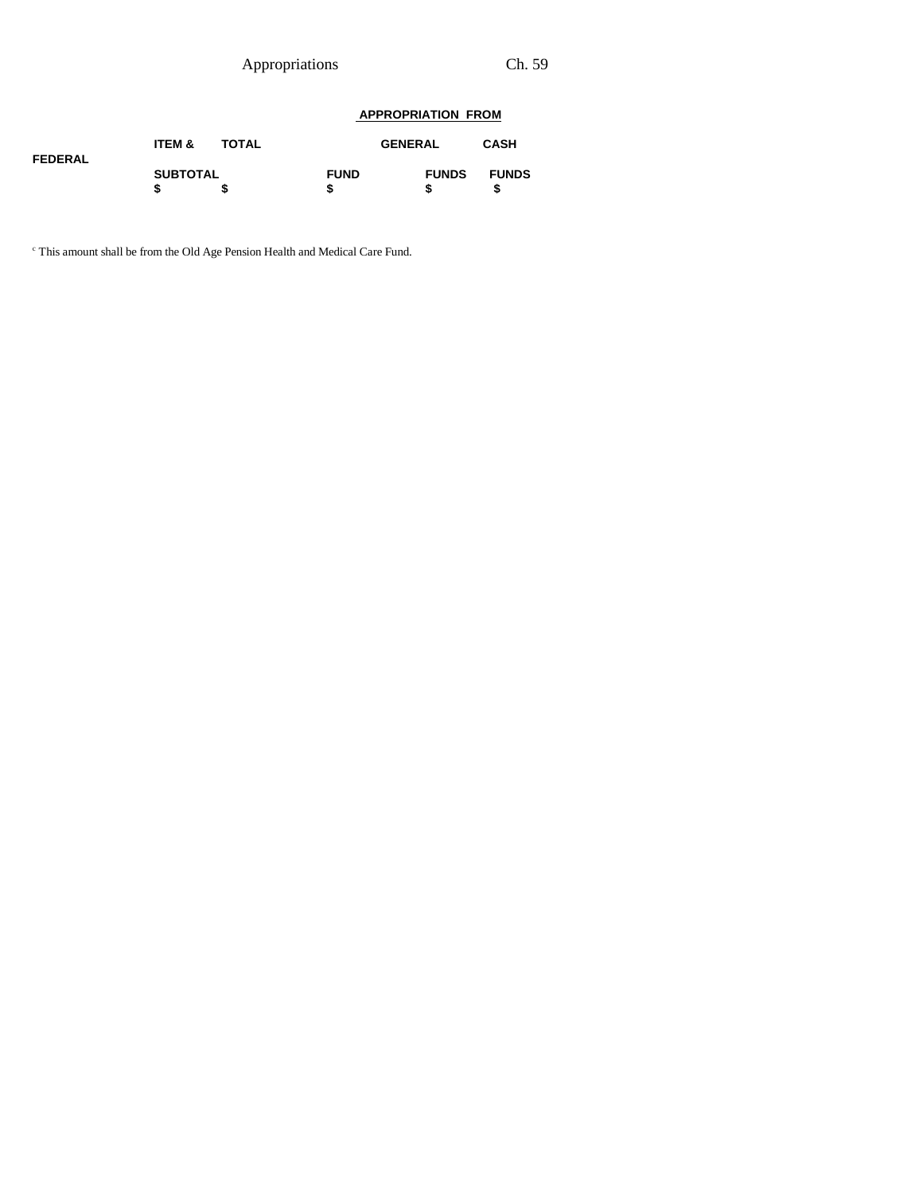| | ITEM & SUBTOTAL | TOTAL | | APPROPRIATION FROM | | |
|---|---|---|---|---|---|---|
| | | | GENERAL FUND | GENERAL FUND EXEMPT | CASH FUNDS | FEDERAL FUNDS |
| | $ | $ | $ | $ | $ | $ |

[c] This amount shall be from the Old Age Pension Health and Medical Care Fund.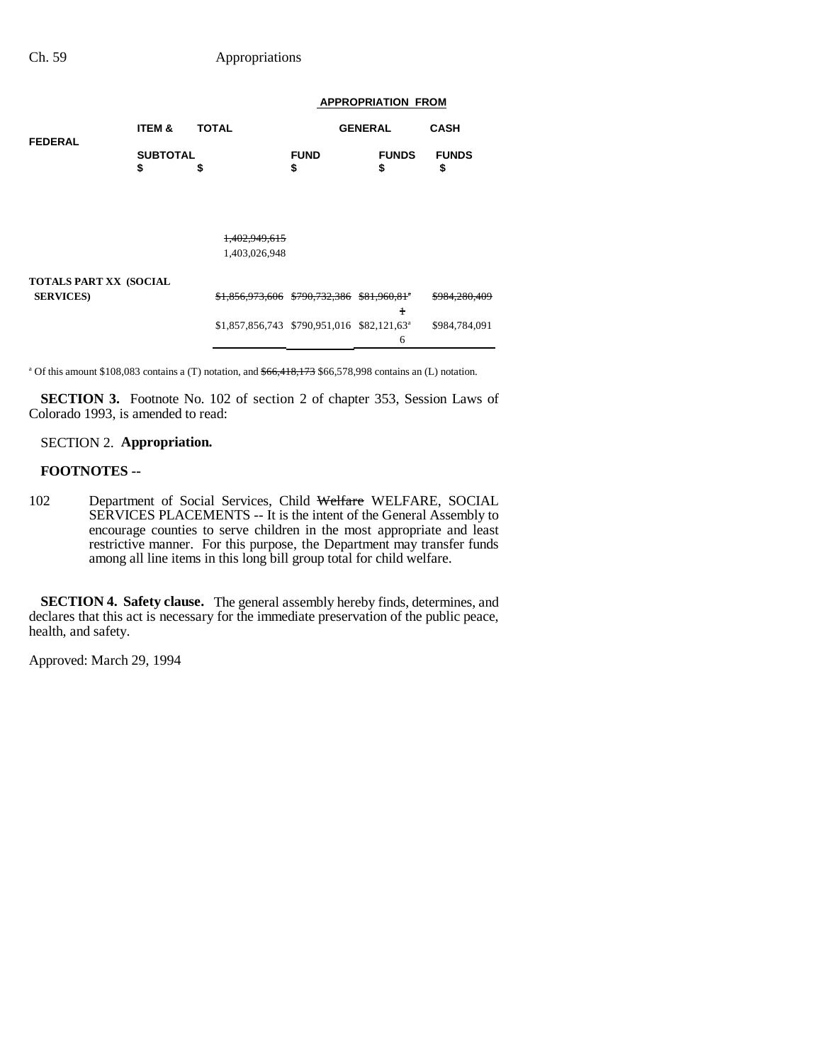| | ITEM & SUBTOTAL $ | TOTAL $ | GENERAL FUND $ | CASH FUNDS $ | FEDERAL FUNDS $ |
|---|---|---|---|---|---|
| | | | | APPROPRIATION FROM | |
| | | ~~1,402,949,615~~ 1,403,026,948 | | | |
| TOTALS PART XX (SOCIAL SERVICES) | | ~~$1,856,973,606~~ $1,857,856,743 | ~~$790,732,386~~ $790,951,016 | ~~$81,960,811~~[a] $82,121,636[a] | ~~$984,280,409~~ $984,784,091 |

[a] Of this amount $108,083 contains a (T) notation, and ~~$66,418,173~~ $66,578,998 contains an (L) notation.

**SECTION 3.** Footnote No. 102 of section 2 of chapter 353, Session Laws of Colorado 1993, is amended to read:

SECTION 2. **Appropriation.**

**FOOTNOTES --**

102 Department of Social Services, Child ~~Welfare~~ WELFARE, SOCIAL SERVICES PLACEMENTS -- It is the intent of the General Assembly to encourage counties to serve children in the most appropriate and least restrictive manner. For this purpose, the Department may transfer funds among all line items in this long bill group total for child welfare.

**SECTION 4. Safety clause.** The general assembly hereby finds, determines, and declares that this act is necessary for the immediate preservation of the public peace, health, and safety.

Approved: March 29, 1994